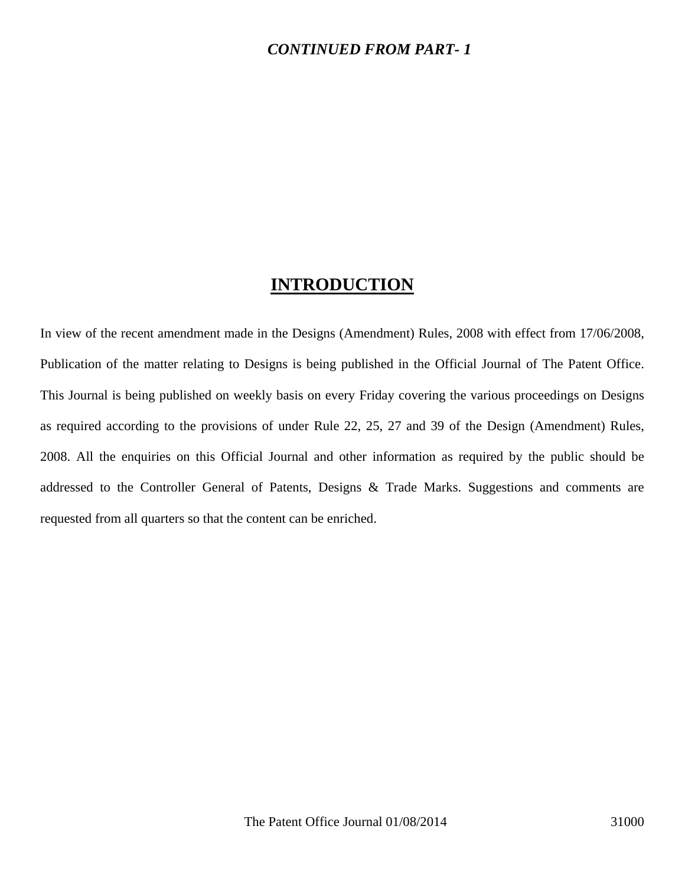***CONTINUED FROM PART- 1***

# INTRODUCTION

In view of the recent amendment made in the Designs (Amendment) Rules, 2008 with effect from 17/06/2008, Publication of the matter relating to Designs is being published in the Official Journal of The Patent Office. This Journal is being published on weekly basis on every Friday covering the various proceedings on Designs as required according to the provisions of under Rule 22, 25, 27 and 39 of the Design (Amendment) Rules, 2008. All the enquiries on this Official Journal and other information as required by the public should be addressed to the Controller General of Patents, Designs & Trade Marks. Suggestions and comments are requested from all quarters so that the content can be enriched.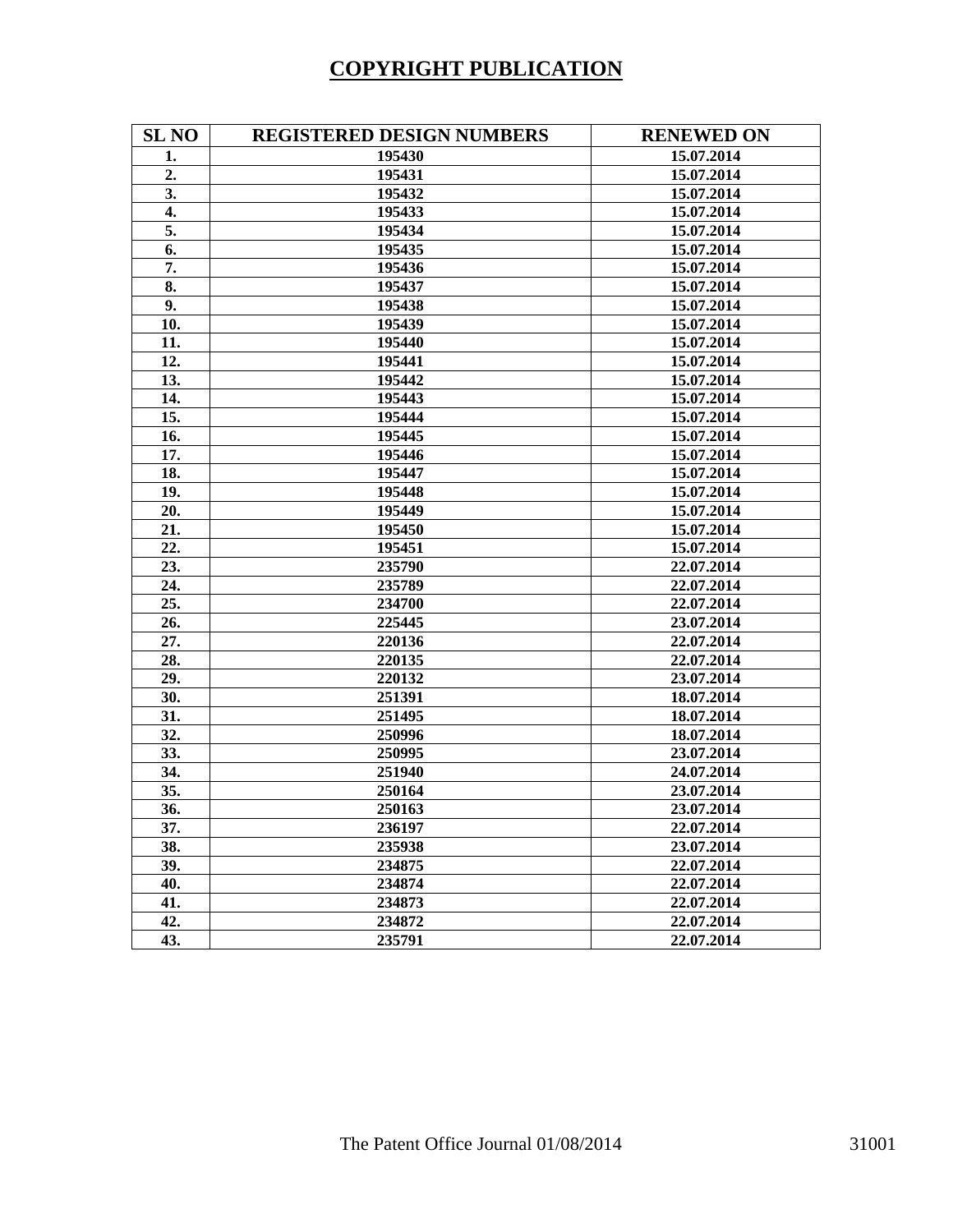# COPYRIGHT PUBLICATION

| SL NO | REGISTERED DESIGN NUMBERS | RENEWED ON |
|---|---|---|
| 1. | 195430 | 15.07.2014 |
| 2. | 195431 | 15.07.2014 |
| 3. | 195432 | 15.07.2014 |
| 4. | 195433 | 15.07.2014 |
| 5. | 195434 | 15.07.2014 |
| 6. | 195435 | 15.07.2014 |
| 7. | 195436 | 15.07.2014 |
| 8. | 195437 | 15.07.2014 |
| 9. | 195438 | 15.07.2014 |
| 10. | 195439 | 15.07.2014 |
| 11. | 195440 | 15.07.2014 |
| 12. | 195441 | 15.07.2014 |
| 13. | 195442 | 15.07.2014 |
| 14. | 195443 | 15.07.2014 |
| 15. | 195444 | 15.07.2014 |
| 16. | 195445 | 15.07.2014 |
| 17. | 195446 | 15.07.2014 |
| 18. | 195447 | 15.07.2014 |
| 19. | 195448 | 15.07.2014 |
| 20. | 195449 | 15.07.2014 |
| 21. | 195450 | 15.07.2014 |
| 22. | 195451 | 15.07.2014 |
| 23. | 235790 | 22.07.2014 |
| 24. | 235789 | 22.07.2014 |
| 25. | 234700 | 22.07.2014 |
| 26. | 225445 | 23.07.2014 |
| 27. | 220136 | 22.07.2014 |
| 28. | 220135 | 22.07.2014 |
| 29. | 220132 | 23.07.2014 |
| 30. | 251391 | 18.07.2014 |
| 31. | 251495 | 18.07.2014 |
| 32. | 250996 | 18.07.2014 |
| 33. | 250995 | 23.07.2014 |
| 34. | 251940 | 24.07.2014 |
| 35. | 250164 | 23.07.2014 |
| 36. | 250163 | 23.07.2014 |
| 37. | 236197 | 22.07.2014 |
| 38. | 235938 | 23.07.2014 |
| 39. | 234875 | 22.07.2014 |
| 40. | 234874 | 22.07.2014 |
| 41. | 234873 | 22.07.2014 |
| 42. | 234872 | 22.07.2014 |
| 43. | 235791 | 22.07.2014 |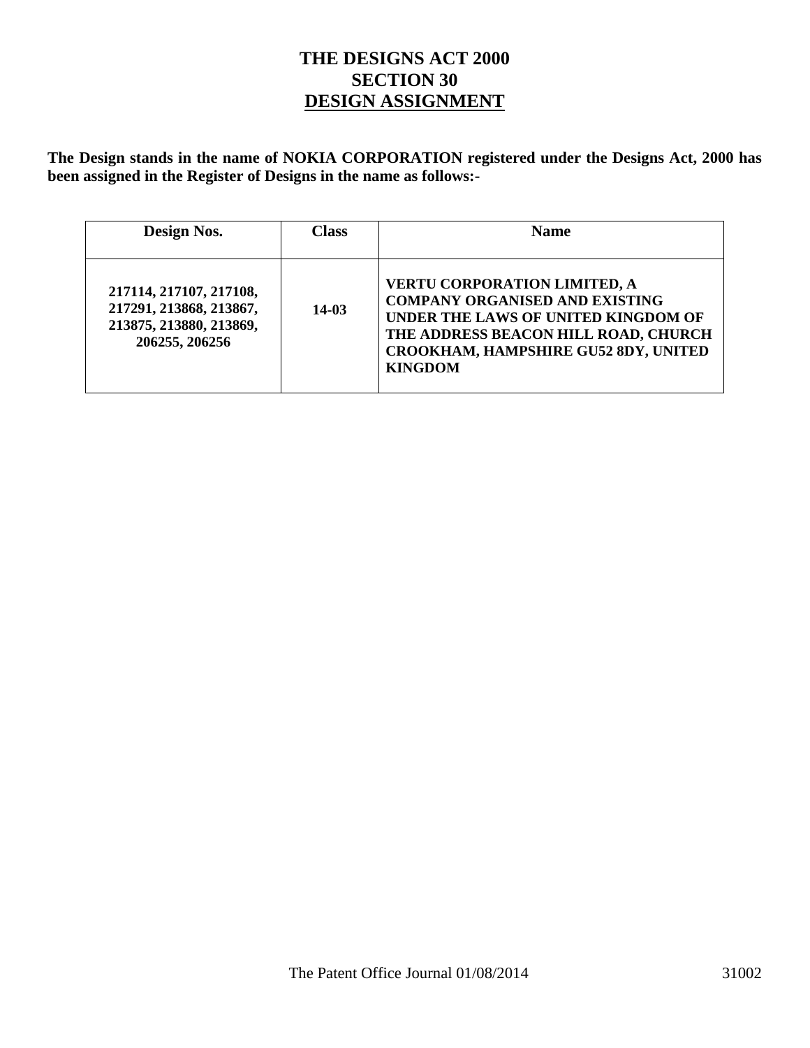# THE DESIGNS ACT 2000
## SECTION 30
## <u>DESIGN ASSIGNMENT</u>

**The Design stands in the name of NOKIA CORPORATION registered under the Designs Act, 2000 has been assigned in the Register of Designs in the name as follows:-**

| Design Nos. | Class | Name |
|---|---|---|
| 217114, 217107, 217108, 217291, 213868, 213867, 213875, 213880, 213869, 206255, 206256 | 14-03 | VERTU CORPORATION LIMITED, A COMPANY ORGANISED AND EXISTING UNDER THE LAWS OF UNITED KINGDOM OF THE ADDRESS BEACON HILL ROAD, CHURCH CROOKHAM, HAMPSHIRE GU52 8DY, UNITED KINGDOM |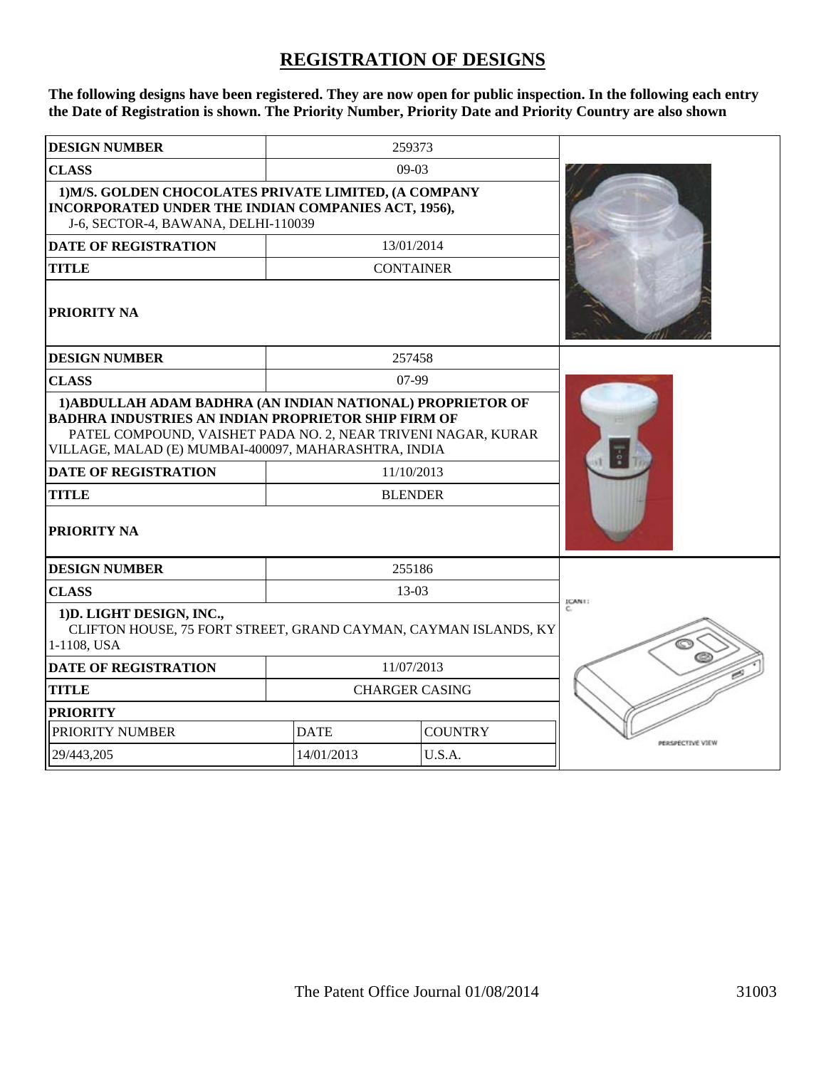# REGISTRATION OF DESIGNS

**The following designs have been registered. They are now open for public inspection. In the following each entry the Date of Registration is shown. The Priority Number, Priority Date and Priority Country are also shown**

| | |
|---|---|
| **DESIGN NUMBER** | 259373 |
| **CLASS** | 09-03 |
| **1)M/S. GOLDEN CHOCOLATES PRIVATE LIMITED, (A COMPANY INCORPORATED UNDER THE INDIAN COMPANIES ACT, 1956),** J-6, SECTOR-4, BAWANA, DELHI-110039 | |
| **DATE OF REGISTRATION** | 13/01/2014 |
| **TITLE** | CONTAINER |
| **PRIORITY NA** | |

| | |
|---|---|
| **DESIGN NUMBER** | 257458 |
| **CLASS** | 07-99 |
| **1)ABDULLAH ADAM BADHRA (AN INDIAN NATIONAL) PROPRIETOR OF BADHRA INDUSTRIES AN INDIAN PROPRIETOR SHIP FIRM OF** PATEL COMPOUND, VAISHET PADA NO. 2, NEAR TRIVENI NAGAR, KURAR VILLAGE, MALAD (E) MUMBAI-400097, MAHARASHTRA, INDIA | |
| **DATE OF REGISTRATION** | 11/10/2013 |
| **TITLE** | BLENDER |
| **PRIORITY NA** | |

| | | |
|---|---|---|
| **DESIGN NUMBER** | 255186 | |
| **CLASS** | 13-03 | |
| **1)D. LIGHT DESIGN, INC.,** CLIFTON HOUSE, 75 FORT STREET, GRAND CAYMAN, CAYMAN ISLANDS, KY 1-1108, USA | | |
| **DATE OF REGISTRATION** | 11/07/2013 | |
| **TITLE** | CHARGER CASING | |
| **PRIORITY** | | |
| PRIORITY NUMBER | DATE | COUNTRY |
| 29/443,205 | 14/01/2013 | U.S.A. |

PERSPECTIVE VIEW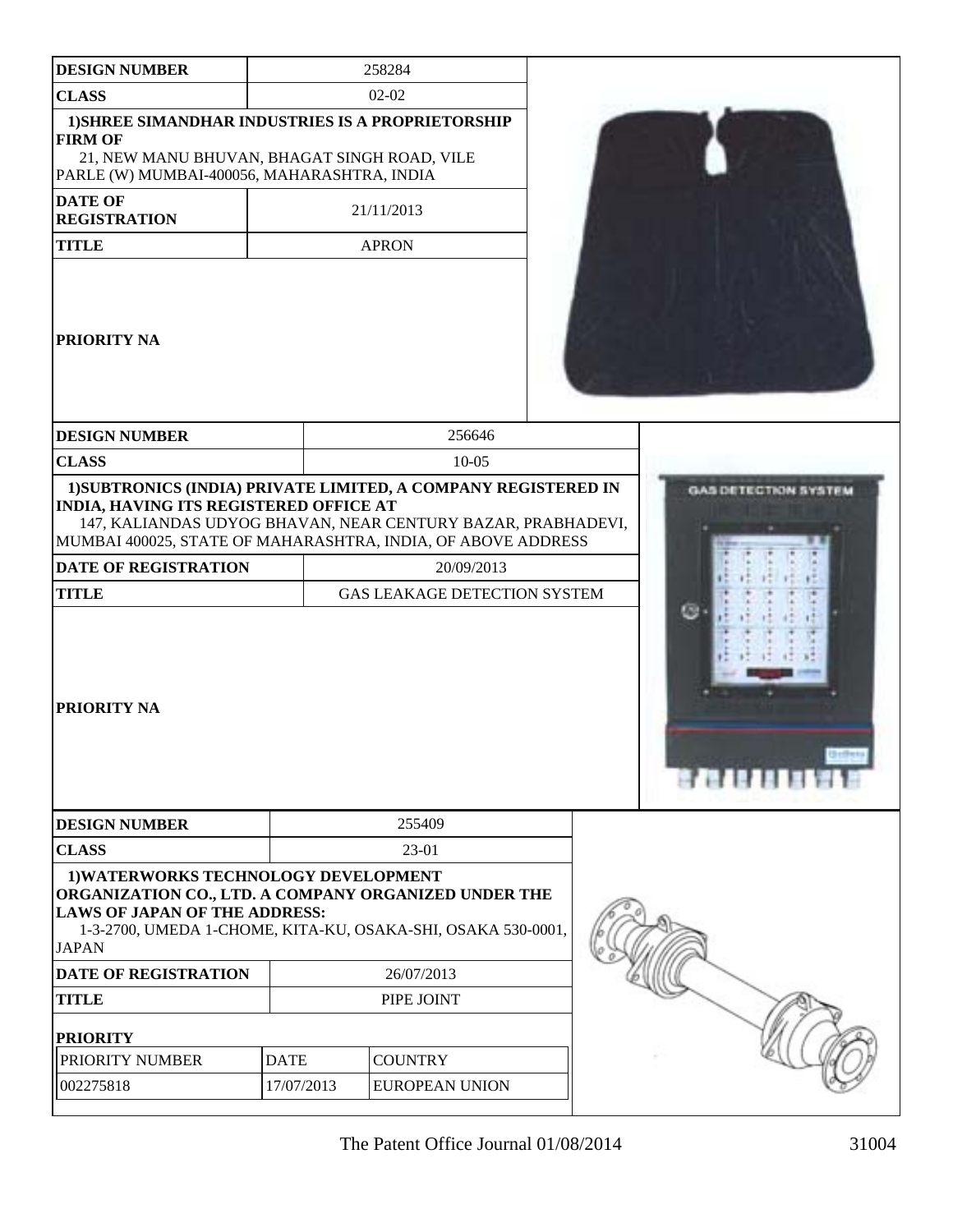| DESIGN NUMBER | 258284 |
| --- | --- |
| CLASS | 02-02 |
| 1)SHREE SIMANDHAR INDUSTRIES IS A PROPRIETORSHIP FIRM OF 21, NEW MANU BHUVAN, BHAGAT SINGH ROAD, VILE PARLE (W) MUMBAI-400056, MAHARASHTRA, INDIA | |
| DATE OF REGISTRATION | 21/11/2013 |
| TITLE | APRON |
| PRIORITY NA | |

| DESIGN NUMBER | 256646 |
| --- | --- |
| CLASS | 10-05 |
| 1)SUBTRONICS (INDIA) PRIVATE LIMITED, A COMPANY REGISTERED IN INDIA, HAVING ITS REGISTERED OFFICE AT 147, KALIANDAS UDYOG BHAVAN, NEAR CENTURY BAZAR, PRABHADEVI, MUMBAI 400025, STATE OF MAHARASHTRA, INDIA, OF ABOVE ADDRESS | |
| DATE OF REGISTRATION | 20/09/2013 |
| TITLE | GAS LEAKAGE DETECTION SYSTEM |
| PRIORITY NA | |

| DESIGN NUMBER | 255409 | |
| --- | --- | --- |
| CLASS | 23-01 | |
| 1)WATERWORKS TECHNOLOGY DEVELOPMENT ORGANIZATION CO., LTD. A COMPANY ORGANIZED UNDER THE LAWS OF JAPAN OF THE ADDRESS: 1-3-2700, UMEDA 1-CHOME, KITA-KU, OSAKA-SHI, OSAKA 530-0001, JAPAN | | |
| DATE OF REGISTRATION | 26/07/2013 | |
| TITLE | PIPE JOINT | |
| PRIORITY | | |
| PRIORITY NUMBER | DATE | COUNTRY |
| 002275818 | 17/07/2013 | EUROPEAN UNION |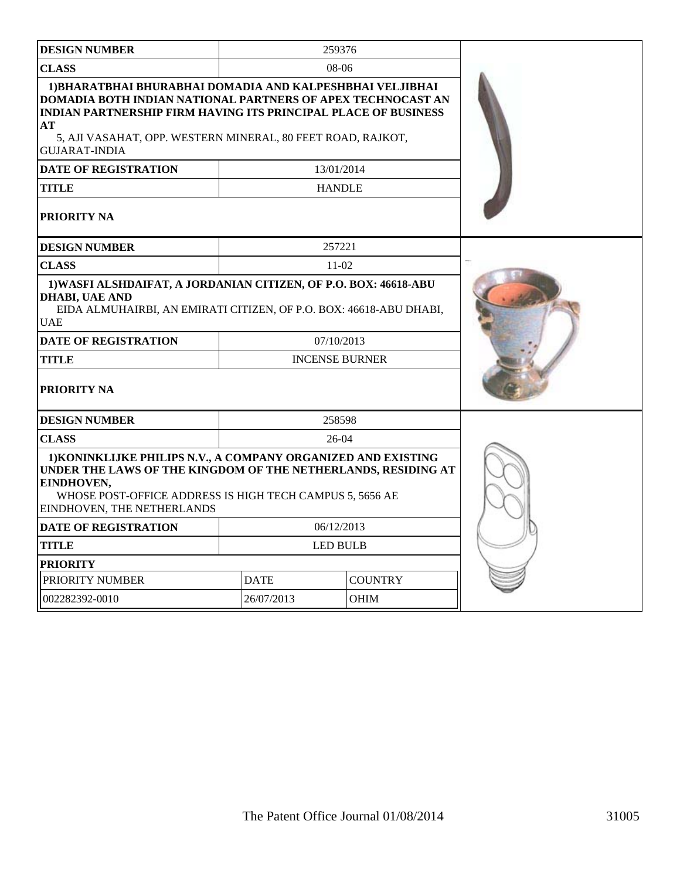| DESIGN NUMBER | 259376 |
| --- | --- |
| CLASS | 08-06 |
| 1)BHARATBHAI BHURABHAI DOMADIA AND KALPESHBHAI VELJIBHAI DOMADIA BOTH INDIAN NATIONAL PARTNERS OF APEX TECHNOCAST AN INDIAN PARTNERSHIP FIRM HAVING ITS PRINCIPAL PLACE OF BUSINESS AT<br>5, AJI VASAHAT, OPP. WESTERN MINERAL, 80 FEET ROAD, RAJKOT, GUJARAT-INDIA | |
| DATE OF REGISTRATION | 13/01/2014 |
| TITLE | HANDLE |
| PRIORITY NA | |

| DESIGN NUMBER | 257221 |
| --- | --- |
| CLASS | 11-02 |
| 1)WASFI ALSHDAIFAT, A JORDANIAN CITIZEN, OF P.O. BOX: 46618-ABU DHABI, UAE AND<br>EIDA ALMUHAIRBI, AN EMIRATI CITIZEN, OF P.O. BOX: 46618-ABU DHABI, UAE | |
| DATE OF REGISTRATION | 07/10/2013 |
| TITLE | INCENSE BURNER |
| PRIORITY NA | |

| DESIGN NUMBER | 258598 | |
| --- | --- | --- |
| CLASS | 26-04 | |
| 1)KONINKLIJKE PHILIPS N.V., A COMPANY ORGANIZED AND EXISTING UNDER THE LAWS OF THE KINGDOM OF THE NETHERLANDS, RESIDING AT EINDHOVEN,<br>WHOSE POST-OFFICE ADDRESS IS HIGH TECH CAMPUS 5, 5656 AE EINDHOVEN, THE NETHERLANDS | | |
| DATE OF REGISTRATION | 06/12/2013 | |
| TITLE | LED BULB | |
| PRIORITY | | |
| PRIORITY NUMBER | DATE | COUNTRY |
| 002282392-0010 | 26/07/2013 | OHIM |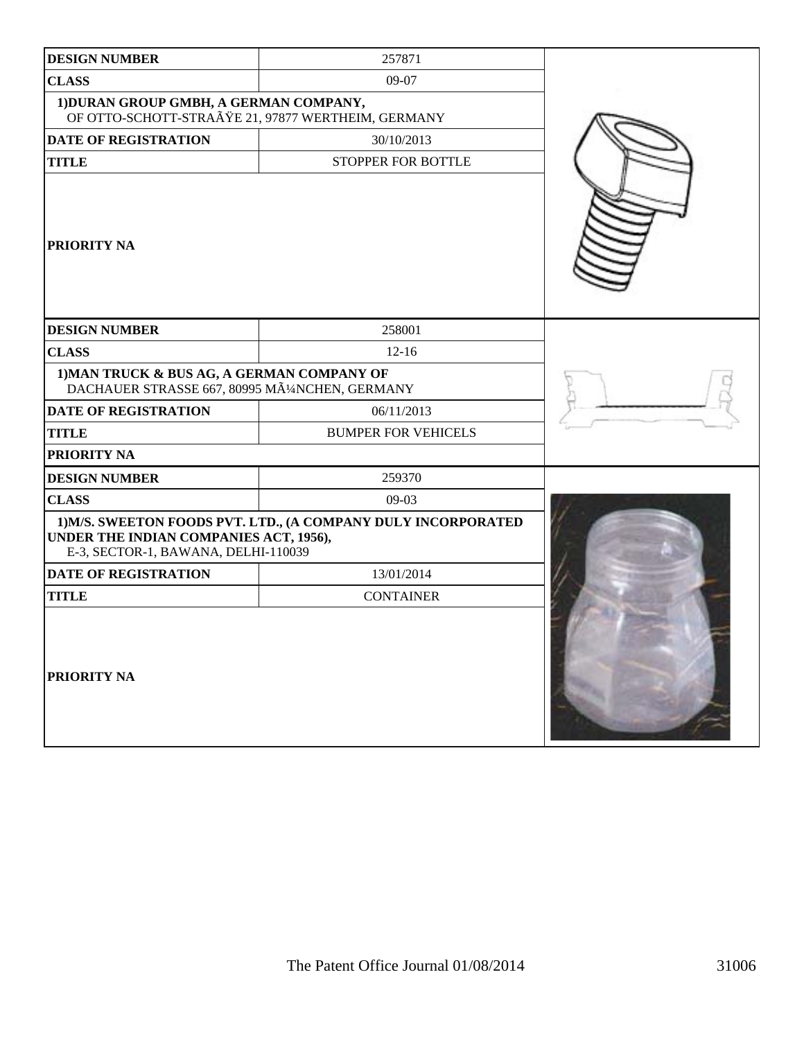| DESIGN NUMBER | 257871 |
|---|---|
| CLASS | 09-07 |
| 1)DURAN GROUP GMBH, A GERMAN COMPANY, OF OTTO-SCHOTT-STRAÃŸE 21, 97877 WERTHEIM, GERMANY | |
| DATE OF REGISTRATION | 30/10/2013 |
| TITLE | STOPPER FOR BOTTLE |
| PRIORITY NA | |

| DESIGN NUMBER | 258001 |
|---|---|
| CLASS | 12-16 |
| 1)MAN TRUCK & BUS AG, A GERMAN COMPANY OF DACHAUER STRASSE 667, 80995 MÃ¼NCHEN, GERMANY | |
| DATE OF REGISTRATION | 06/11/2013 |
| TITLE | BUMPER FOR VEHICELS |
| PRIORITY NA | |

| DESIGN NUMBER | 259370 |
|---|---|
| CLASS | 09-03 |
| 1)M/S. SWEETON FOODS PVT. LTD., (A COMPANY DULY INCORPORATED UNDER THE INDIAN COMPANIES ACT, 1956), E-3, SECTOR-1, BAWANA, DELHI-110039 | |
| DATE OF REGISTRATION | 13/01/2014 |
| TITLE | CONTAINER |
| PRIORITY NA | |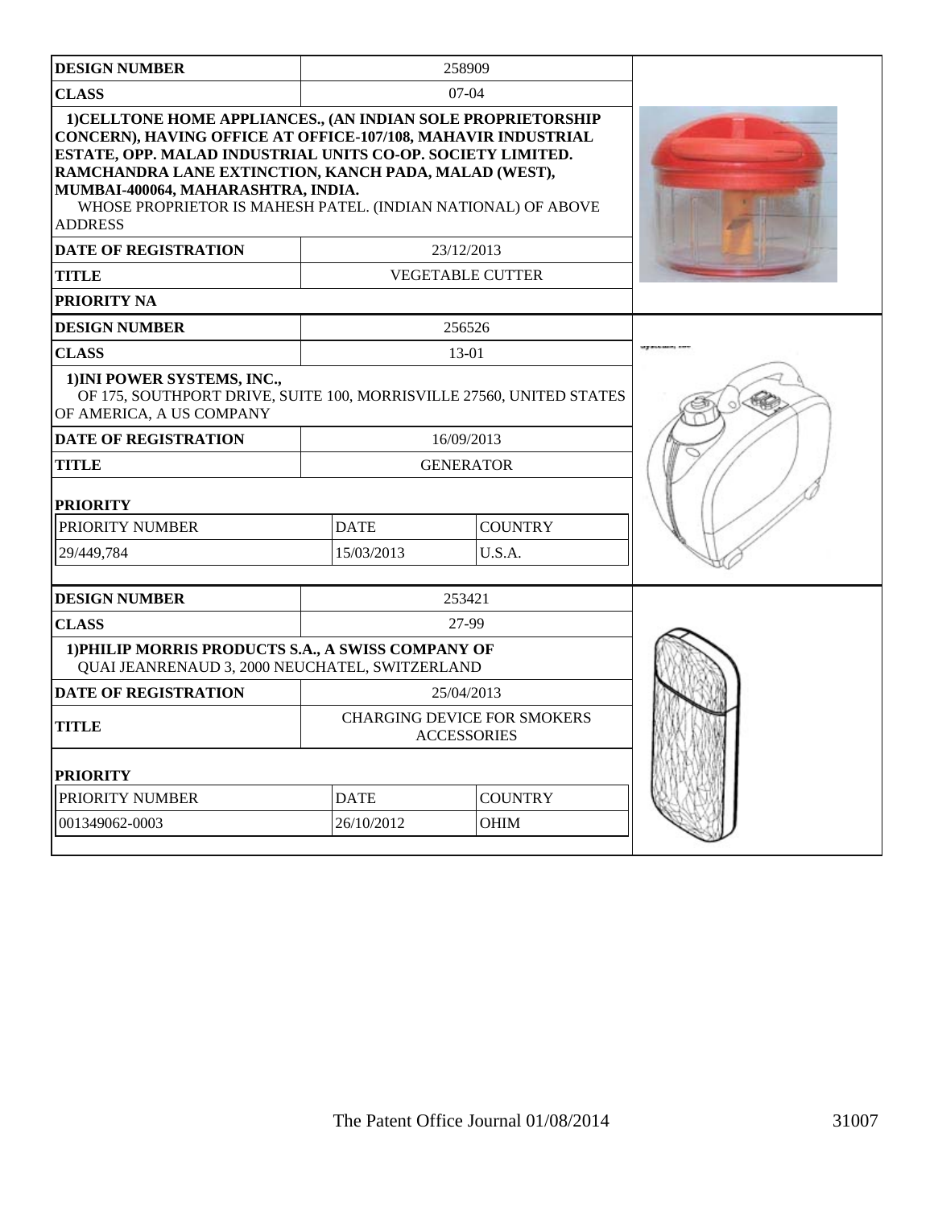| DESIGN NUMBER | 258909 | |
|---|---|---|
| CLASS | 07-04 | |
| **1)CELLTONE HOME APPLIANCES., (AN INDIAN SOLE PROPRIETORSHIP CONCERN), HAVING OFFICE AT OFFICE-107/108, MAHAVIR INDUSTRIAL ESTATE, OPP. MALAD INDUSTRIAL UNITS CO-OP. SOCIETY LIMITED. RAMCHANDRA LANE EXTINCTION, KANCH PADA, MALAD (WEST), MUMBAI-400064, MAHARASHTRA, INDIA.** WHOSE PROPRIETOR IS MAHESH PATEL. (INDIAN NATIONAL) OF ABOVE ADDRESS | | |
| DATE OF REGISTRATION | 23/12/2013 | |
| TITLE | VEGETABLE CUTTER | |
| PRIORITY NA | | |

| DESIGN NUMBER | 256526 | |
|---|---|---|
| CLASS | 13-01 | |
| **1)INI POWER SYSTEMS, INC.,** OF 175, SOUTHPORT DRIVE, SUITE 100, MORRISVILLE 27560, UNITED STATES OF AMERICA, A US COMPANY | | |
| DATE OF REGISTRATION | 16/09/2013 | |
| TITLE | GENERATOR | |
| **PRIORITY** | | |
| PRIORITY NUMBER | DATE | COUNTRY |
| 29/449,784 | 15/03/2013 | U.S.A. |

| DESIGN NUMBER | 253421 | |
|---|---|---|
| CLASS | 27-99 | |
| **1)PHILIP MORRIS PRODUCTS S.A., A SWISS COMPANY OF** QUAI JEANRENAUD 3, 2000 NEUCHATEL, SWITZERLAND | | |
| DATE OF REGISTRATION | 25/04/2013 | |
| TITLE | CHARGING DEVICE FOR SMOKERS ACCESSORIES | |
| **PRIORITY** | | |
| PRIORITY NUMBER | DATE | COUNTRY |
| 001349062-0003 | 26/10/2012 | OHIM |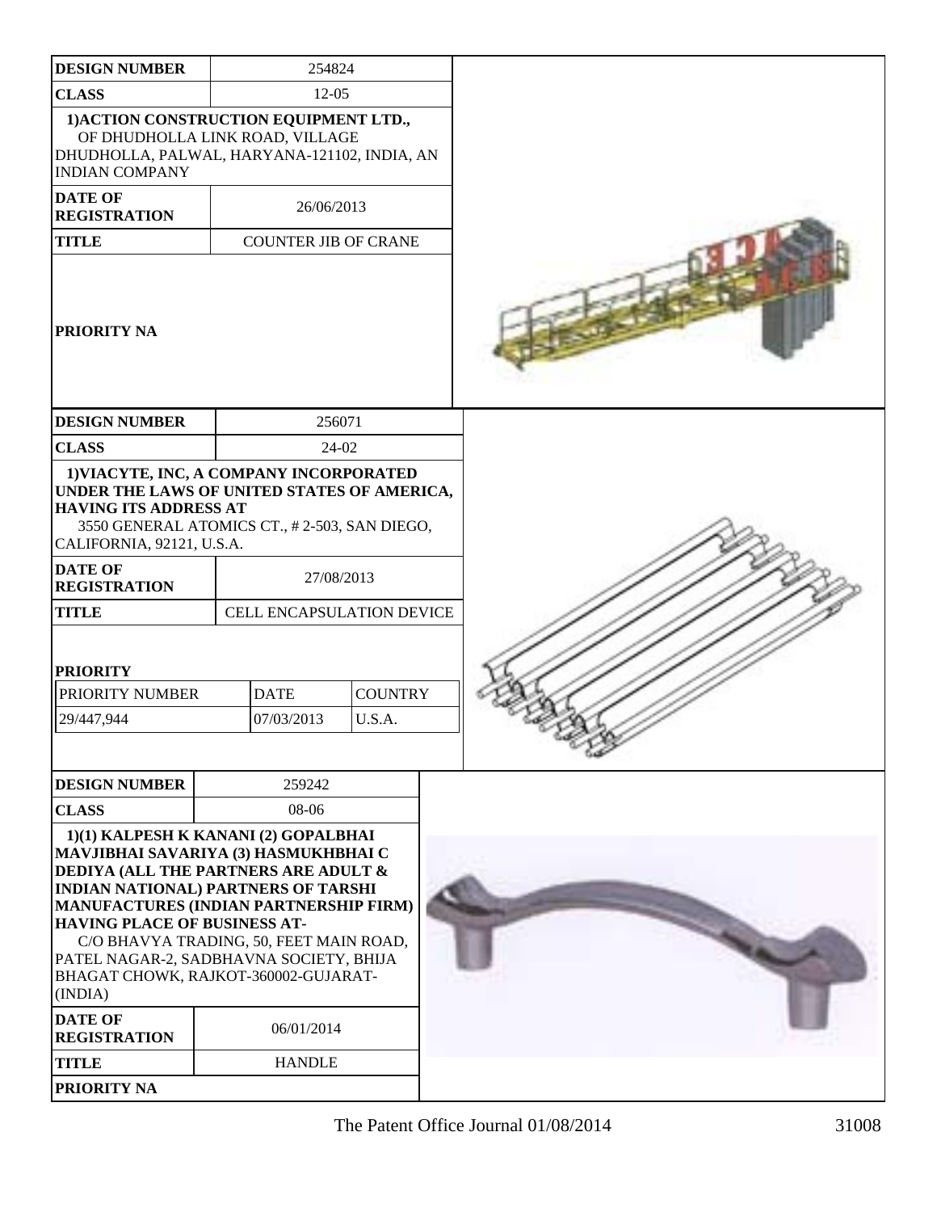| DESIGN NUMBER | 254824 |
|---|---|
| CLASS | 12-05 |
| 1)ACTION CONSTRUCTION EQUIPMENT LTD., OF DHUDHOLLA LINK ROAD, VILLAGE DHUDHOLLA, PALWAL, HARYANA-121102, INDIA, AN INDIAN COMPANY | |
| DATE OF REGISTRATION | 26/06/2013 |
| TITLE | COUNTER JIB OF CRANE |
| PRIORITY NA | |

| DESIGN NUMBER | 256071 | |
|---|---|---|
| CLASS | 24-02 | |
| 1)VIACYTE, INC, A COMPANY INCORPORATED UNDER THE LAWS OF UNITED STATES OF AMERICA, HAVING ITS ADDRESS AT 3550 GENERAL ATOMICS CT., # 2-503, SAN DIEGO, CALIFORNIA, 92121, U.S.A. | | |
| DATE OF REGISTRATION | 27/08/2013 | |
| TITLE | CELL ENCAPSULATION DEVICE | |
| **PRIORITY** | | |
| PRIORITY NUMBER | DATE | COUNTRY |
| 29/447,944 | 07/03/2013 | U.S.A. |

| DESIGN NUMBER | 259242 |
|---|---|
| CLASS | 08-06 |
| 1)(1) KALPESH K KANANI (2) GOPALBHAI MAVJIBHAI SAVARIYA (3) HASMUKHBHAI C DEDIYA (ALL THE PARTNERS ARE ADULT & INDIAN NATIONAL) PARTNERS OF TARSHI MANUFACTURES (INDIAN PARTNERSHIP FIRM) HAVING PLACE OF BUSINESS AT- C/O BHAVYA TRADING, 50, FEET MAIN ROAD, PATEL NAGAR-2, SADBHAVNA SOCIETY, BHIJA BHAGAT CHOWK, RAJKOT-360002-GUJARAT-(INDIA) | |
| DATE OF REGISTRATION | 06/01/2014 |
| TITLE | HANDLE |
| PRIORITY NA | |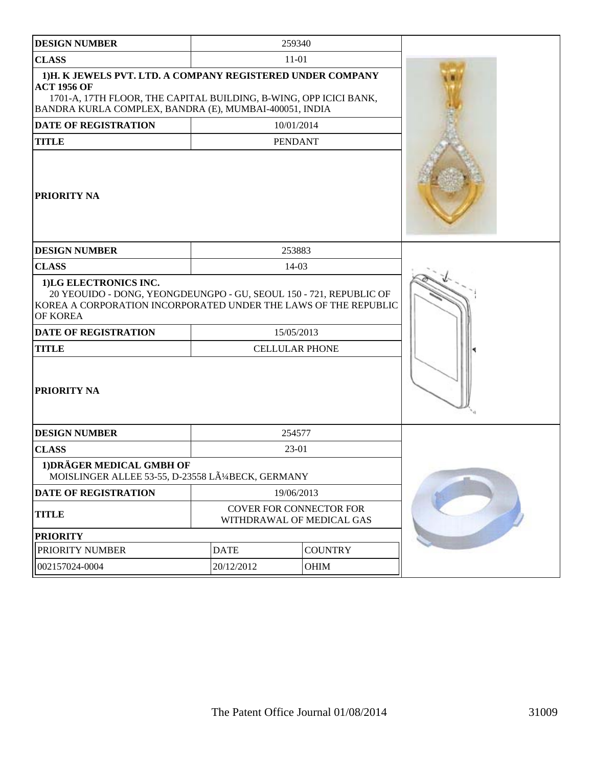| DESIGN NUMBER | 259340 |
|---|---|
| CLASS | 11-01 |
| 1)H. K JEWELS PVT. LTD. A COMPANY REGISTERED UNDER COMPANY ACT 1956 OF 1701-A, 17TH FLOOR, THE CAPITAL BUILDING, B-WING, OPP ICICI BANK, BANDRA KURLA COMPLEX, BANDRA (E), MUMBAI-400051, INDIA | |
| DATE OF REGISTRATION | 10/01/2014 |
| TITLE | PENDANT |
| PRIORITY NA | |

| DESIGN NUMBER | 253883 |
|---|---|
| CLASS | 14-03 |
| 1)LG ELECTRONICS INC. 20 YEOUIDO - DONG, YEONGDEUNGPO - GU, SEOUL 150 - 721, REPUBLIC OF KOREA A CORPORATION INCORPORATED UNDER THE LAWS OF THE REPUBLIC OF KOREA | |
| DATE OF REGISTRATION | 15/05/2013 |
| TITLE | CELLULAR PHONE |
| PRIORITY NA | |

| DESIGN NUMBER | 254577 | |
|---|---|---|
| CLASS | 23-01 | |
| 1)DRÄGER MEDICAL GMBH OF MOISLINGER ALLEE 53-55, D-23558 LÃ¼BECK, GERMANY | | |
| DATE OF REGISTRATION | 19/06/2013 | |
| TITLE | COVER FOR CONNECTOR FOR WITHDRAWAL OF MEDICAL GAS | |
| PRIORITY | | |
| PRIORITY NUMBER | DATE | COUNTRY |
| 002157024-0004 | 20/12/2012 | OHIM |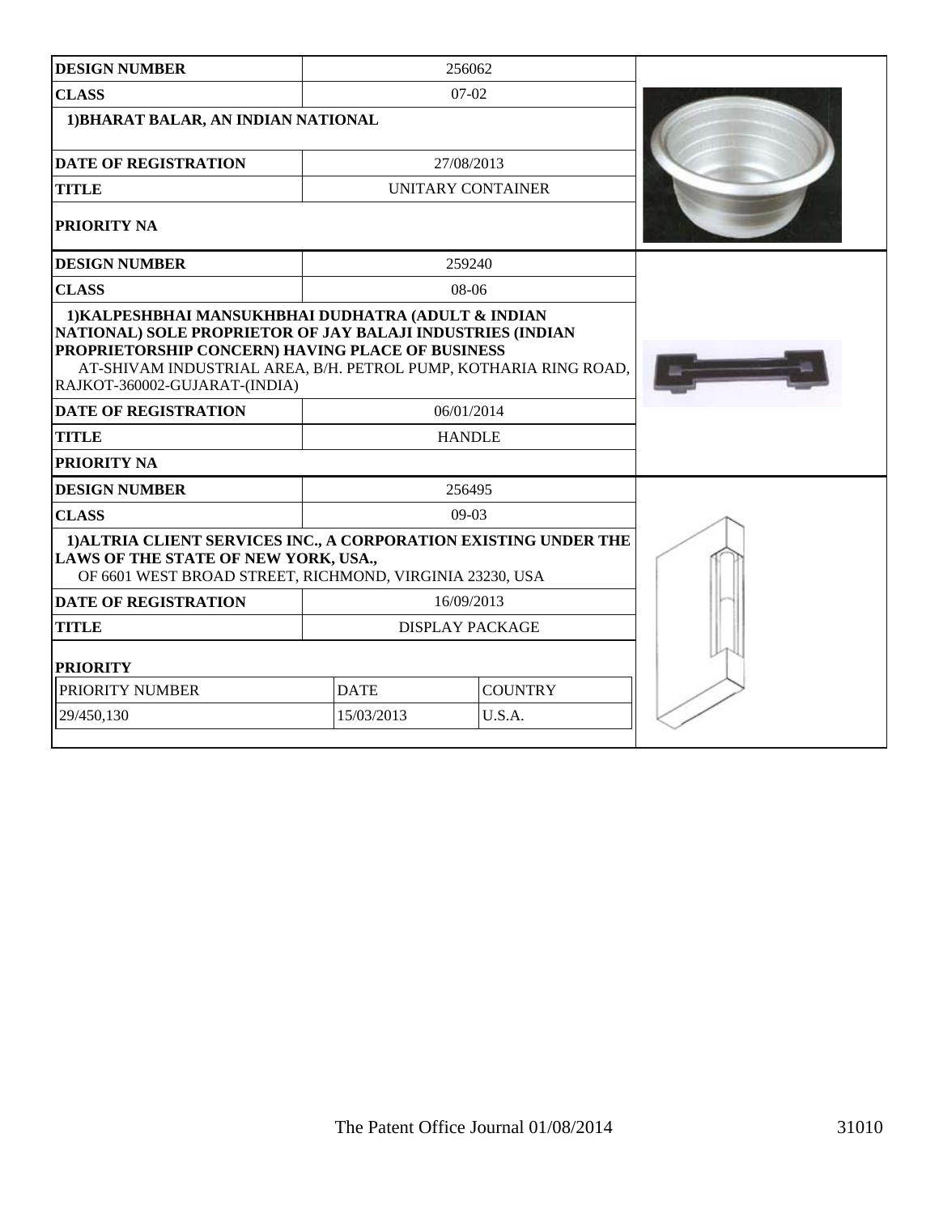| DESIGN NUMBER | 256062 |
|---|---|
| CLASS | 07-02 |
| 1)BHARAT BALAR, AN INDIAN NATIONAL | |
| DATE OF REGISTRATION | 27/08/2013 |
| TITLE | UNITARY CONTAINER |
| PRIORITY NA | |

| DESIGN NUMBER | 259240 |
|---|---|
| CLASS | 08-06 |
| 1)KALPESHBHAI MANSUKHBHAI DUDHATRA (ADULT & INDIAN NATIONAL) SOLE PROPRIETOR OF JAY BALAJI INDUSTRIES (INDIAN PROPRIETORSHIP CONCERN) HAVING PLACE OF BUSINESS AT-SHIVAM INDUSTRIAL AREA, B/H. PETROL PUMP, KOTHARIA RING ROAD, RAJKOT-360002-GUJARAT-(INDIA) | |
| DATE OF REGISTRATION | 06/01/2014 |
| TITLE | HANDLE |
| PRIORITY NA | |

| DESIGN NUMBER | 256495 | |
|---|---|---|
| CLASS | 09-03 | |
| 1)ALTRIA CLIENT SERVICES INC., A CORPORATION EXISTING UNDER THE LAWS OF THE STATE OF NEW YORK, USA., OF 6601 WEST BROAD STREET, RICHMOND, VIRGINIA 23230, USA | | |
| DATE OF REGISTRATION | 16/09/2013 | |
| TITLE | DISPLAY PACKAGE | |
| PRIORITY | | |
| PRIORITY NUMBER | DATE | COUNTRY |
| 29/450,130 | 15/03/2013 | U.S.A. |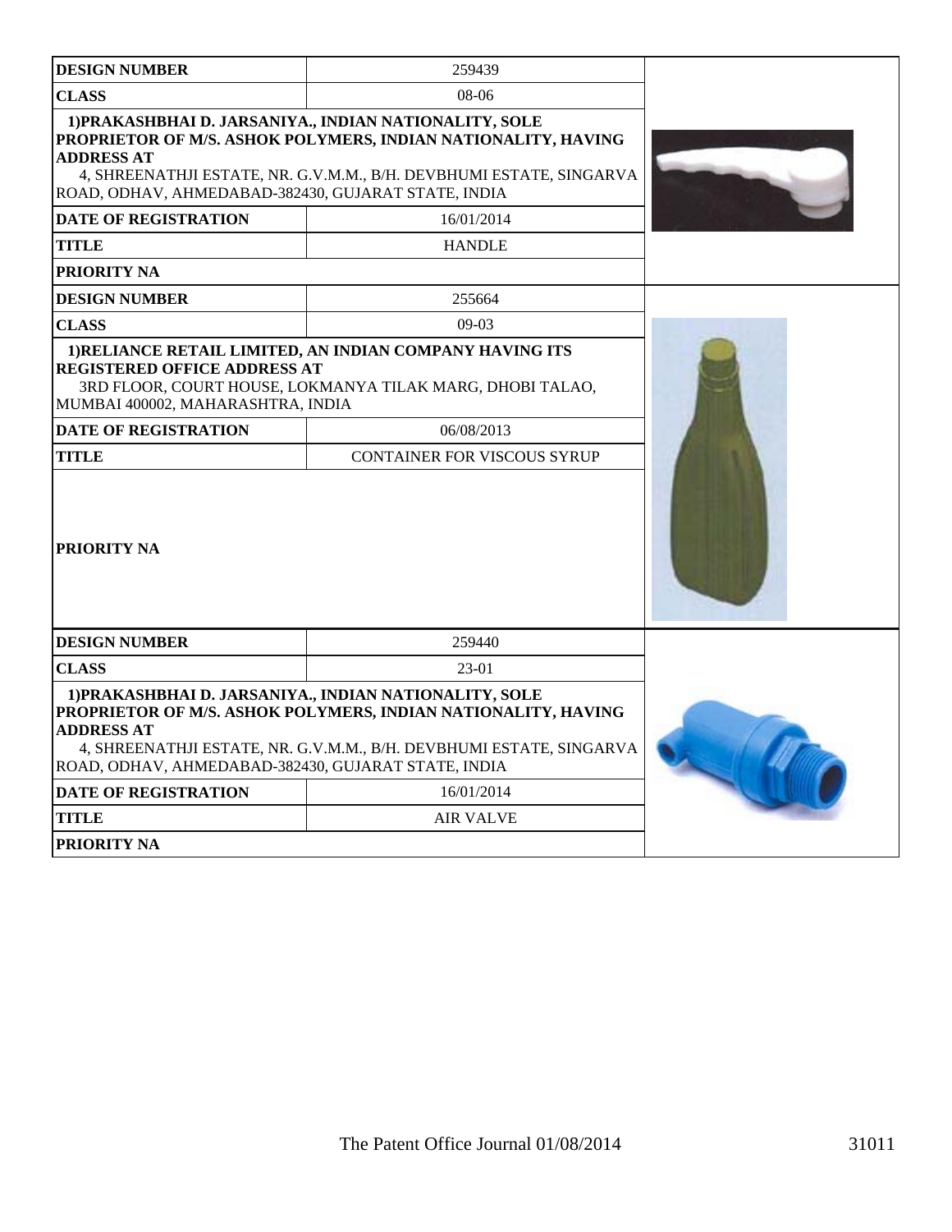| DESIGN NUMBER | 259439 |
| --- | --- |
| CLASS | 08-06 |
| 1)PRAKASHBHAI D. JARSANIYA., INDIAN NATIONALITY, SOLE PROPRIETOR OF M/S. ASHOK POLYMERS, INDIAN NATIONALITY, HAVING ADDRESS AT 4, SHREENATHJI ESTATE, NR. G.V.M.M., B/H. DEVBHUMI ESTATE, SINGARVA ROAD, ODHAV, AHMEDABAD-382430, GUJARAT STATE, INDIA | |
| DATE OF REGISTRATION | 16/01/2014 |
| TITLE | HANDLE |
| PRIORITY NA | |

| DESIGN NUMBER | 255664 |
| --- | --- |
| CLASS | 09-03 |
| 1)RELIANCE RETAIL LIMITED, AN INDIAN COMPANY HAVING ITS REGISTERED OFFICE ADDRESS AT 3RD FLOOR, COURT HOUSE, LOKMANYA TILAK MARG, DHOBI TALAO, MUMBAI 400002, MAHARASHTRA, INDIA | |
| DATE OF REGISTRATION | 06/08/2013 |
| TITLE | CONTAINER FOR VISCOUS SYRUP |
| PRIORITY NA | |

| DESIGN NUMBER | 259440 |
| --- | --- |
| CLASS | 23-01 |
| 1)PRAKASHBHAI D. JARSANIYA., INDIAN NATIONALITY, SOLE PROPRIETOR OF M/S. ASHOK POLYMERS, INDIAN NATIONALITY, HAVING ADDRESS AT 4, SHREENATHJI ESTATE, NR. G.V.M.M., B/H. DEVBHUMI ESTATE, SINGARVA ROAD, ODHAV, AHMEDABAD-382430, GUJARAT STATE, INDIA | |
| DATE OF REGISTRATION | 16/01/2014 |
| TITLE | AIR VALVE |
| PRIORITY NA | |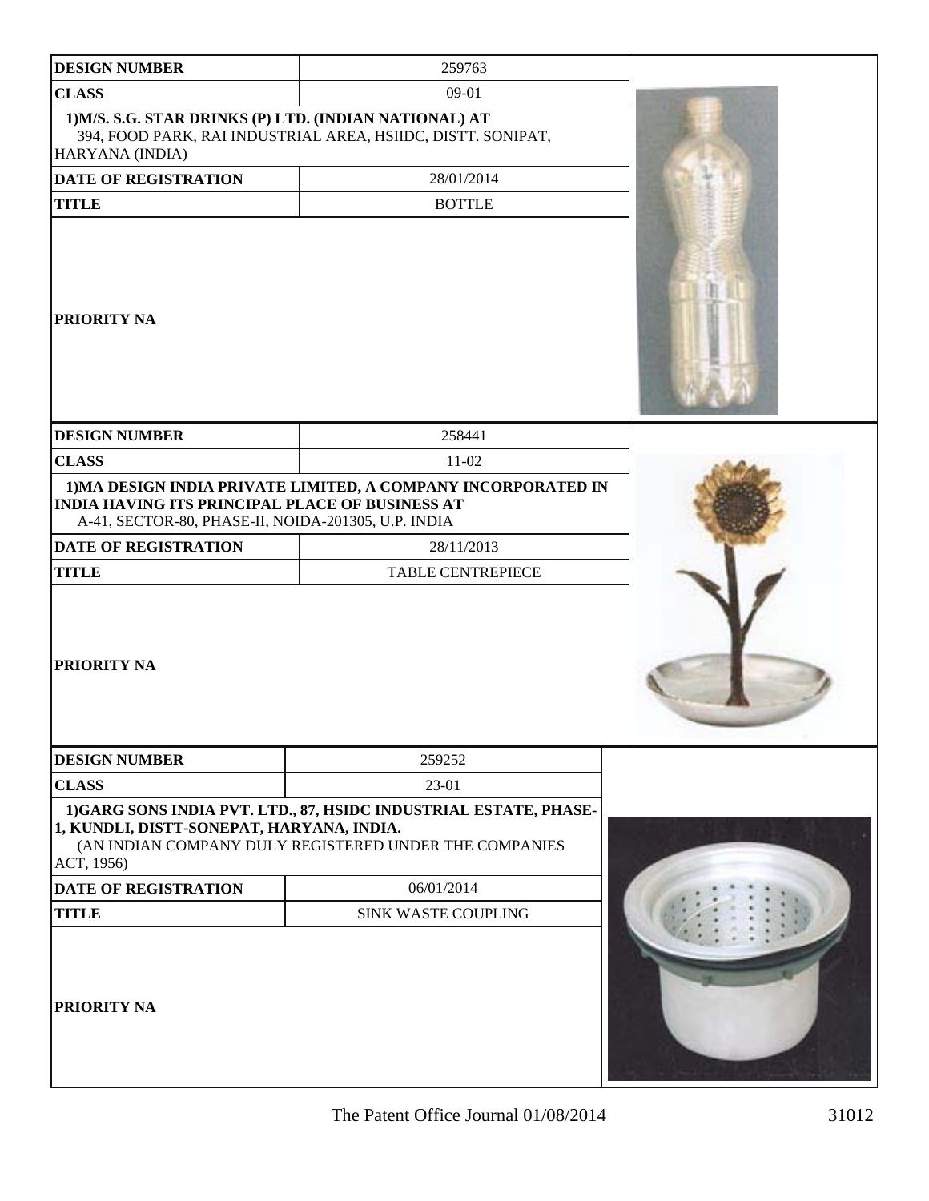| DESIGN NUMBER | 259763 |
| --- | --- |
| CLASS | 09-01 |
| 1)M/S. S.G. STAR DRINKS (P) LTD. (INDIAN NATIONAL) AT 394, FOOD PARK, RAI INDUSTRIAL AREA, HSIIDC, DISTT. SONIPAT, HARYANA (INDIA) | |
| DATE OF REGISTRATION | 28/01/2014 |
| TITLE | BOTTLE |
| PRIORITY NA | |

| DESIGN NUMBER | 258441 |
| --- | --- |
| CLASS | 11-02 |
| 1)MA DESIGN INDIA PRIVATE LIMITED, A COMPANY INCORPORATED IN INDIA HAVING ITS PRINCIPAL PLACE OF BUSINESS AT A-41, SECTOR-80, PHASE-II, NOIDA-201305, U.P. INDIA | |
| DATE OF REGISTRATION | 28/11/2013 |
| TITLE | TABLE CENTREPIECE |
| PRIORITY NA | |

| DESIGN NUMBER | 259252 |
| --- | --- |
| CLASS | 23-01 |
| 1)GARG SONS INDIA PVT. LTD., 87, HSIDC INDUSTRIAL ESTATE, PHASE-1, KUNDLI, DISTT-SONEPAT, HARYANA, INDIA. (AN INDIAN COMPANY DULY REGISTERED UNDER THE COMPANIES ACT, 1956) | |
| DATE OF REGISTRATION | 06/01/2014 |
| TITLE | SINK WASTE COUPLING |
| PRIORITY NA | |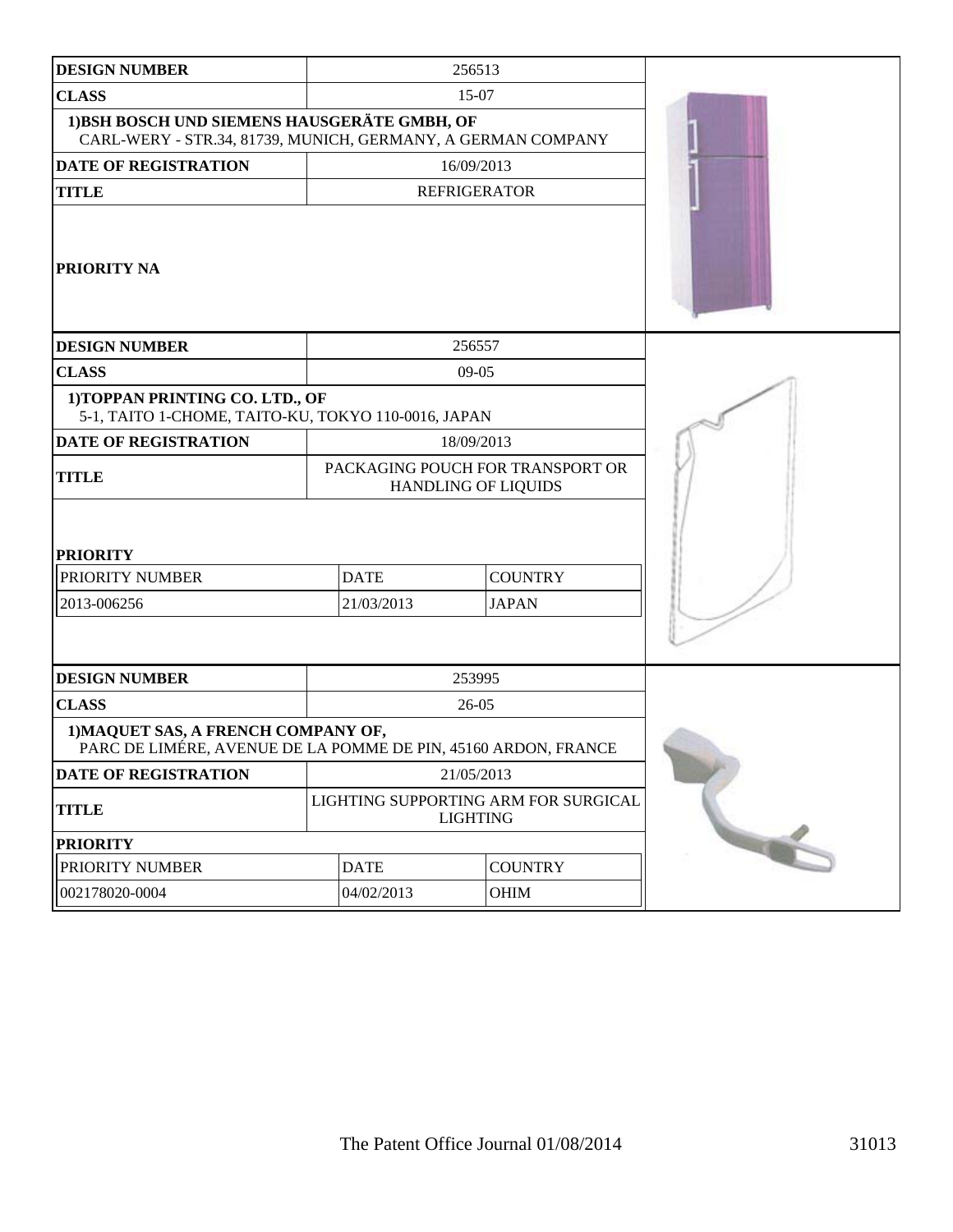| DESIGN NUMBER | 256513 |
| --- | --- |
| CLASS | 15-07 |
| 1)BSH BOSCH UND SIEMENS HAUSGERÄTE GMBH, OF CARL-WERY - STR.34, 81739, MUNICH, GERMANY, A GERMAN COMPANY | |
| DATE OF REGISTRATION | 16/09/2013 |
| TITLE | REFRIGERATOR |
| PRIORITY NA | |

| DESIGN NUMBER | 256557 |
| --- | --- |
| CLASS | 09-05 |
| 1)TOPPAN PRINTING CO. LTD., OF 5-1, TAITO 1-CHOME, TAITO-KU, TOKYO 110-0016, JAPAN | |
| DATE OF REGISTRATION | 18/09/2013 |
| TITLE | PACKAGING POUCH FOR TRANSPORT OR HANDLING OF LIQUIDS |

**PRIORITY**

| PRIORITY NUMBER | DATE | COUNTRY |
| --- | --- | --- |
| 2013-006256 | 21/03/2013 | JAPAN |

| DESIGN NUMBER | 253995 |
| --- | --- |
| CLASS | 26-05 |
| 1)MAQUET SAS, A FRENCH COMPANY OF, PARC DE LIMÉRE, AVENUE DE LA POMME DE PIN, 45160 ARDON, FRANCE | |
| DATE OF REGISTRATION | 21/05/2013 |
| TITLE | LIGHTING SUPPORTING ARM FOR SURGICAL LIGHTING |

**PRIORITY**

| PRIORITY NUMBER | DATE | COUNTRY |
| --- | --- | --- |
| 002178020-0004 | 04/02/2013 | OHIM |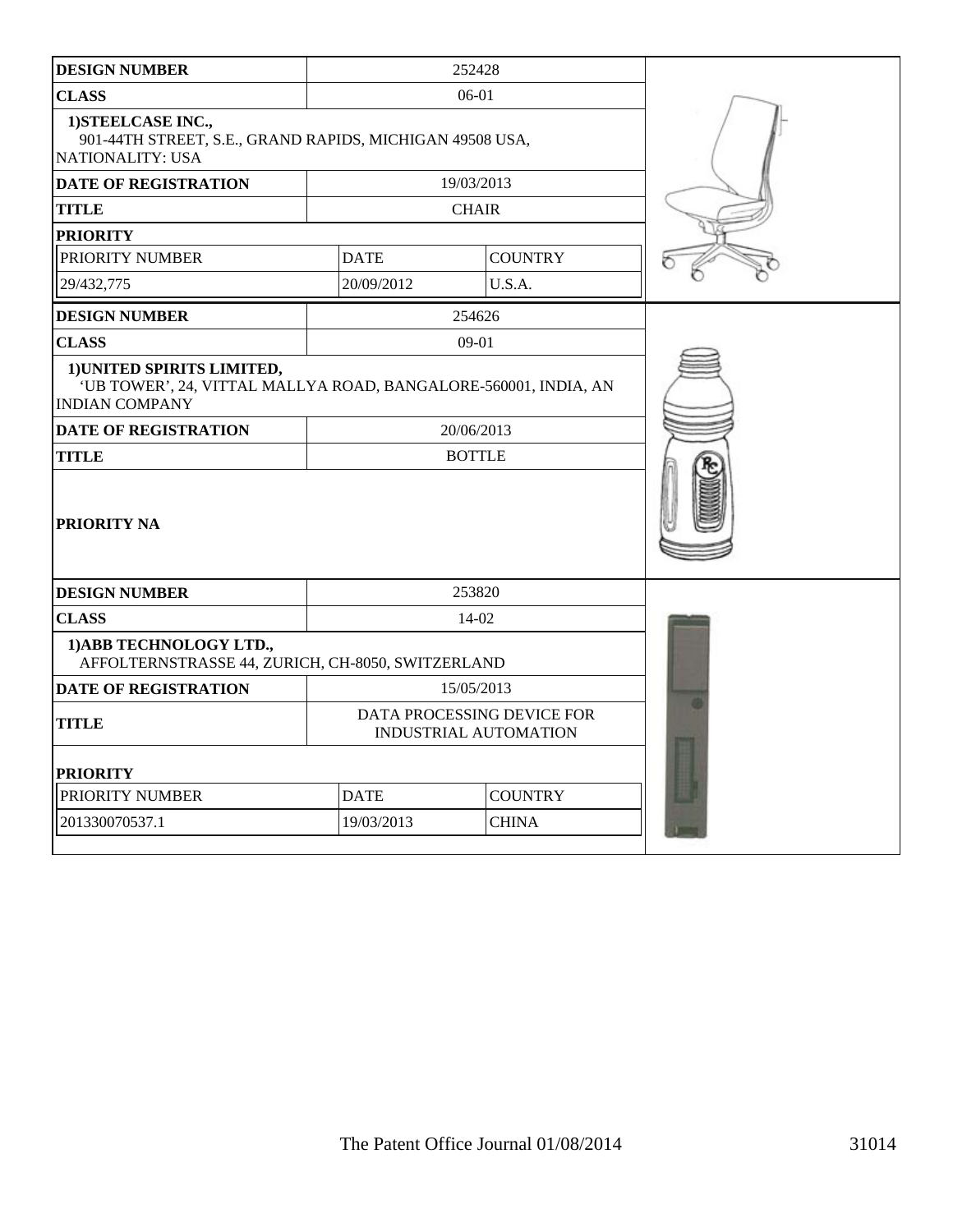| DESIGN NUMBER | 252428 | |
|---|---|---|
| CLASS | 06-01 | |
| 1)STEELCASE INC., 901-44TH STREET, S.E., GRAND RAPIDS, MICHIGAN 49508 USA, NATIONALITY: USA | | |
| DATE OF REGISTRATION | 19/03/2013 | |
| TITLE | CHAIR | |
| PRIORITY | | |
| PRIORITY NUMBER | DATE | COUNTRY |
| 29/432,775 | 20/09/2012 | U.S.A. |

| DESIGN NUMBER | 254626 |
|---|---|
| CLASS | 09-01 |
| 1)UNITED SPIRITS LIMITED, 'UB TOWER', 24, VITTAL MALLYA ROAD, BANGALORE-560001, INDIA, AN INDIAN COMPANY | |
| DATE OF REGISTRATION | 20/06/2013 |
| TITLE | BOTTLE |
| PRIORITY NA | |

| DESIGN NUMBER | 253820 | |
|---|---|---|
| CLASS | 14-02 | |
| 1)ABB TECHNOLOGY LTD., AFFOLTERNSTRASSE 44, ZURICH, CH-8050, SWITZERLAND | | |
| DATE OF REGISTRATION | 15/05/2013 | |
| TITLE | DATA PROCESSING DEVICE FOR INDUSTRIAL AUTOMATION | |
| PRIORITY | | |
| PRIORITY NUMBER | DATE | COUNTRY |
| 201330070537.1 | 19/03/2013 | CHINA |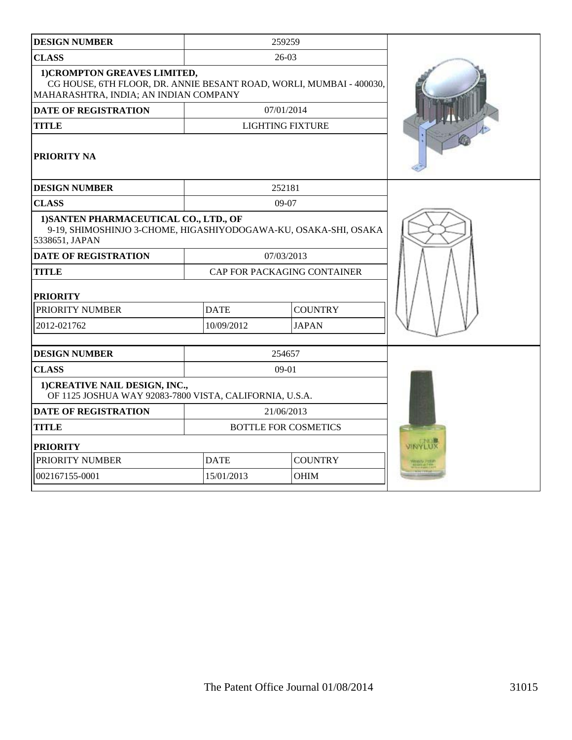| DESIGN NUMBER | 259259 | |
|---|---|---|
| CLASS | 26-03 | |
| 1)CROMPTON GREAVES LIMITED, CG HOUSE, 6TH FLOOR, DR. ANNIE BESANT ROAD, WORLI, MUMBAI - 400030, MAHARASHTRA, INDIA; AN INDIAN COMPANY | | |
| DATE OF REGISTRATION | 07/01/2014 | |
| TITLE | LIGHTING FIXTURE | |
| PRIORITY NA | | |

| DESIGN NUMBER | 252181 | |
|---|---|---|
| CLASS | 09-07 | |
| 1)SANTEN PHARMACEUTICAL CO., LTD., OF 9-19, SHIMOSHINJO 3-CHOME, HIGASHIYODOGAWA-KU, OSAKA-SHI, OSAKA 5338651, JAPAN | | |
| DATE OF REGISTRATION | 07/03/2013 | |
| TITLE | CAP FOR PACKAGING CONTAINER | |
| PRIORITY | | |
| PRIORITY NUMBER | DATE | COUNTRY |
| 2012-021762 | 10/09/2012 | JAPAN |

| DESIGN NUMBER | 254657 | |
|---|---|---|
| CLASS | 09-01 | |
| 1)CREATIVE NAIL DESIGN, INC., OF 1125 JOSHUA WAY 92083-7800 VISTA, CALIFORNIA, U.S.A. | | |
| DATE OF REGISTRATION | 21/06/2013 | |
| TITLE | BOTTLE FOR COSMETICS | |
| PRIORITY | | |
| PRIORITY NUMBER | DATE | COUNTRY |
| 002167155-0001 | 15/01/2013 | OHIM |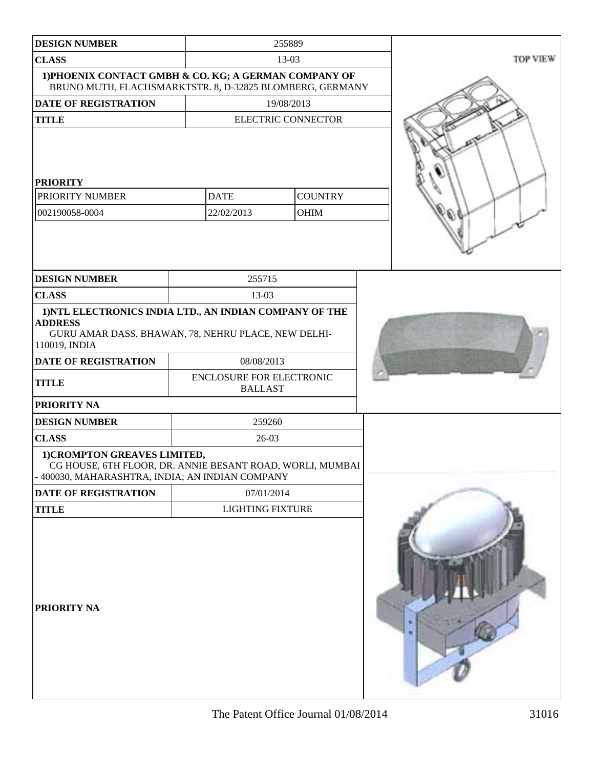| DESIGN NUMBER | 255889 |
| --- | --- |
| CLASS | 13-03 |
| 1)PHOENIX CONTACT GMBH & CO. KG; A GERMAN COMPANY OF BRUNO MUTH, FLACHSMARKTSTR. 8, D-32825 BLOMBERG, GERMANY | |
| DATE OF REGISTRATION | 19/08/2013 |
| TITLE | ELECTRIC CONNECTOR |
| PRIORITY | |

| PRIORITY NUMBER | DATE | COUNTRY |
| --- | --- | --- |
| 002190058-0004 | 22/02/2013 | OHIM |

TOP VIEW

| DESIGN NUMBER | 255715 |
| --- | --- |
| CLASS | 13-03 |
| 1)NTL ELECTRONICS INDIA LTD., AN INDIAN COMPANY OF THE ADDRESS GURU AMAR DASS, BHAWAN, 78, NEHRU PLACE, NEW DELHI-110019, INDIA | |
| DATE OF REGISTRATION | 08/08/2013 |
| TITLE | ENCLOSURE FOR ELECTRONIC BALLAST |
| PRIORITY NA | |

| DESIGN NUMBER | 259260 |
| --- | --- |
| CLASS | 26-03 |
| 1)CROMPTON GREAVES LIMITED, CG HOUSE, 6TH FLOOR, DR. ANNIE BESANT ROAD, WORLI, MUMBAI - 400030, MAHARASHTRA, INDIA; AN INDIAN COMPANY | |
| DATE OF REGISTRATION | 07/01/2014 |
| TITLE | LIGHTING FIXTURE |
| PRIORITY NA | |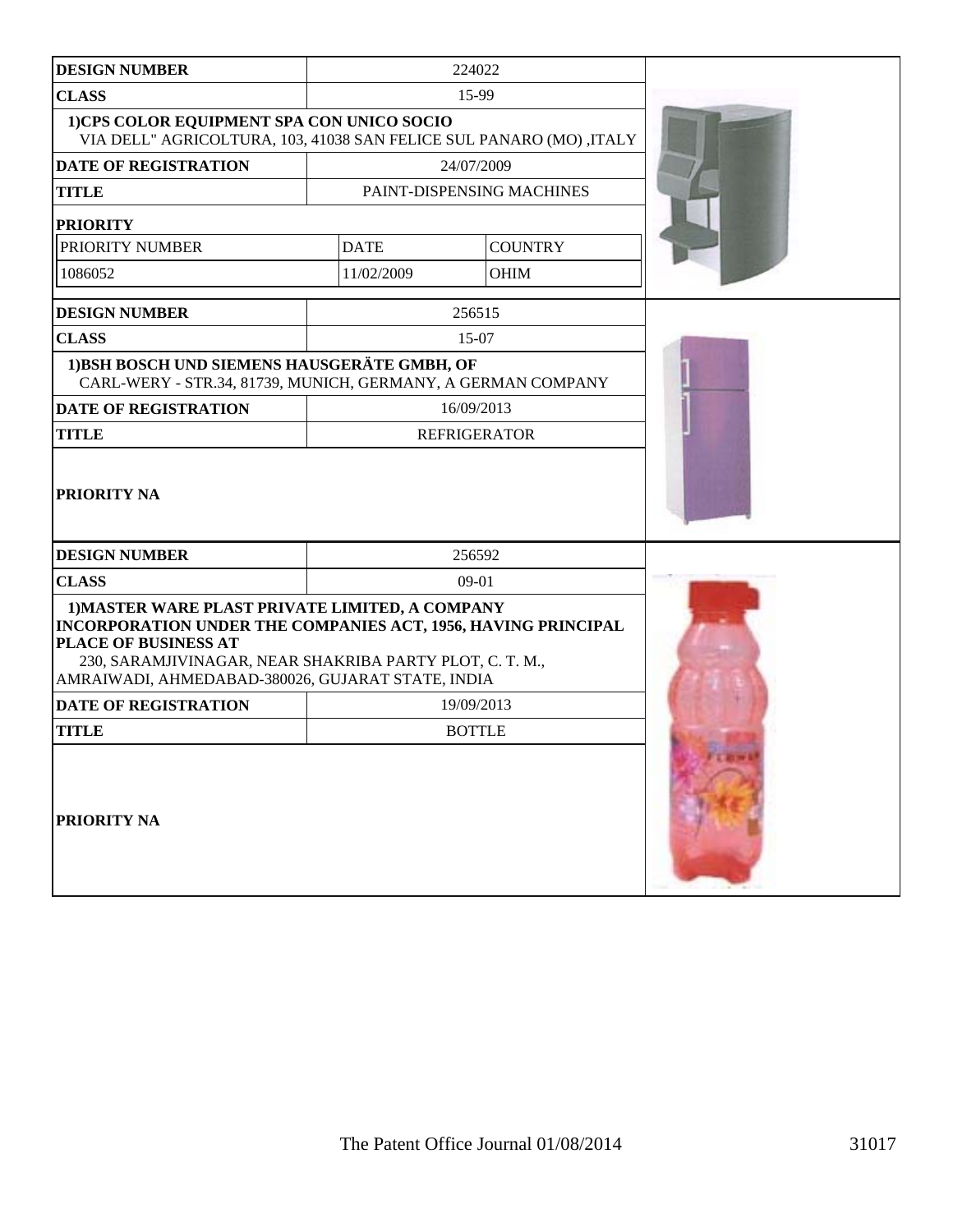| DESIGN NUMBER | 224022 | |
|---|---|---|
| CLASS | 15-99 | |
| 1)CPS COLOR EQUIPMENT SPA CON UNICO SOCIO<br>VIA DELL" AGRICOLTURA, 103, 41038 SAN FELICE SUL PANARO (MO) ,ITALY | | |
| DATE OF REGISTRATION | 24/07/2009 | |
| TITLE | PAINT-DISPENSING MACHINES | |
| PRIORITY | | |
| PRIORITY NUMBER | DATE | COUNTRY |
| 1086052 | 11/02/2009 | OHIM |

| DESIGN NUMBER | 256515 |
|---|---|
| CLASS | 15-07 |
| 1)BSH BOSCH UND SIEMENS HAUSGERÄTE GMBH, OF<br>CARL-WERY - STR.34, 81739, MUNICH, GERMANY, A GERMAN COMPANY | |
| DATE OF REGISTRATION | 16/09/2013 |
| TITLE | REFRIGERATOR |
| PRIORITY NA | |

| DESIGN NUMBER | 256592 |
|---|---|
| CLASS | 09-01 |
| 1)MASTER WARE PLAST PRIVATE LIMITED, A COMPANY INCORPORATION UNDER THE COMPANIES ACT, 1956, HAVING PRINCIPAL PLACE OF BUSINESS AT<br>230, SARAMJIVINAGAR, NEAR SHAKRIBA PARTY PLOT, C. T. M., AMRAIWADI, AHMEDABAD-380026, GUJARAT STATE, INDIA | |
| DATE OF REGISTRATION | 19/09/2013 |
| TITLE | BOTTLE |
| PRIORITY NA | |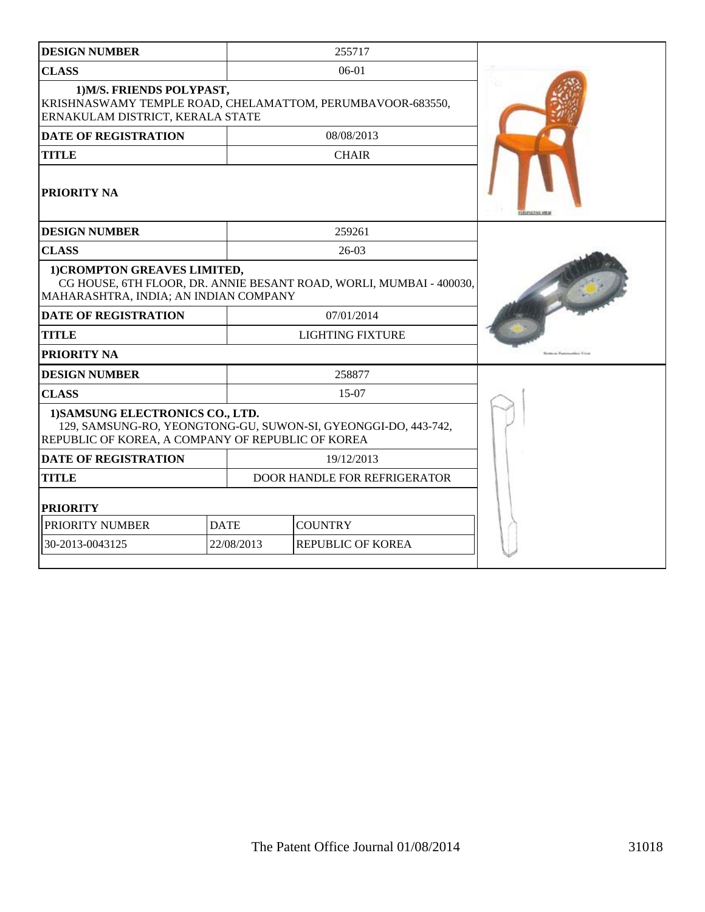| DESIGN NUMBER | 255717 |
| --- | --- |
| CLASS | 06-01 |
| 1)M/S. FRIENDS POLYPAST, KRISHNASWAMY TEMPLE ROAD, CHELAMATTOM, PERUMBAVOOR-683550, ERNAKULAM DISTRICT, KERALA STATE | |
| DATE OF REGISTRATION | 08/08/2013 |
| TITLE | CHAIR |
| PRIORITY NA | |

| DESIGN NUMBER | 259261 |
| --- | --- |
| CLASS | 26-03 |
| 1)CROMPTON GREAVES LIMITED, CG HOUSE, 6TH FLOOR, DR. ANNIE BESANT ROAD, WORLI, MUMBAI - 400030, MAHARASHTRA, INDIA; AN INDIAN COMPANY | |
| DATE OF REGISTRATION | 07/01/2014 |
| TITLE | LIGHTING FIXTURE |
| PRIORITY NA | |

| DESIGN NUMBER | 258877 |
| --- | --- |
| CLASS | 15-07 |
| 1)SAMSUNG ELECTRONICS CO., LTD. 129, SAMSUNG-RO, YEONGTONG-GU, SUWON-SI, GYEONGGI-DO, 443-742, REPUBLIC OF KOREA, A COMPANY OF REPUBLIC OF KOREA | |
| DATE OF REGISTRATION | 19/12/2013 |
| TITLE | DOOR HANDLE FOR REFRIGERATOR |

**PRIORITY**

| PRIORITY NUMBER | DATE | COUNTRY |
| --- | --- | --- |
| 30-2013-0043125 | 22/08/2013 | REPUBLIC OF KOREA |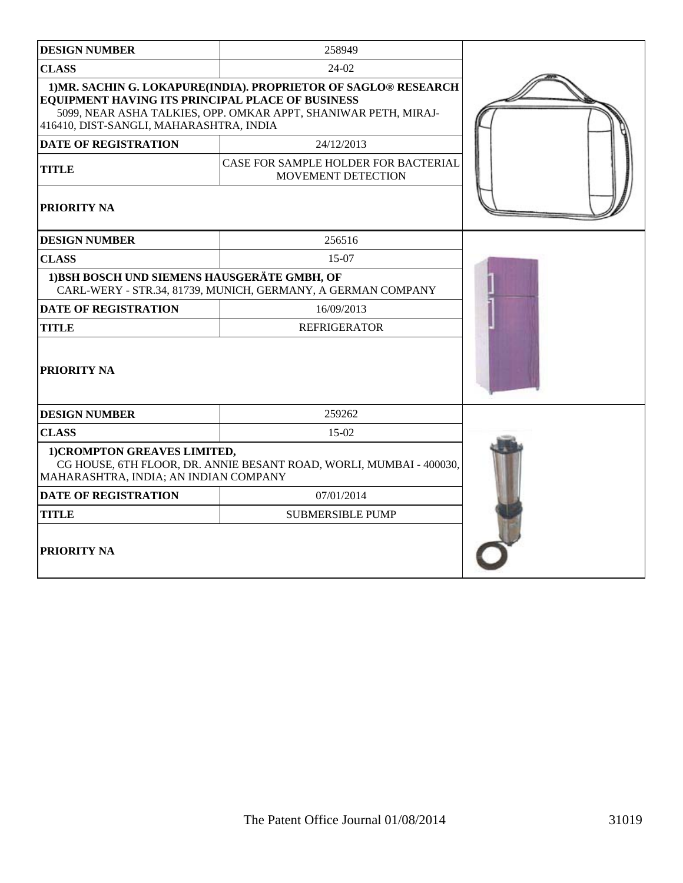| DESIGN NUMBER | 258949 |
|---|---|
| CLASS | 24-02 |
| 1)MR. SACHIN G. LOKAPURE(INDIA). PROPRIETOR OF SAGLO® RESEARCH EQUIPMENT HAVING ITS PRINCIPAL PLACE OF BUSINESS 5099, NEAR ASHA TALKIES, OPP. OMKAR APPT, SHANIWAR PETH, MIRAJ-416410, DIST-SANGLI, MAHARASHTRA, INDIA | |
| DATE OF REGISTRATION | 24/12/2013 |
| TITLE | CASE FOR SAMPLE HOLDER FOR BACTERIAL MOVEMENT DETECTION |
| PRIORITY NA | |

| DESIGN NUMBER | 256516 |
|---|---|
| CLASS | 15-07 |
| 1)BSH BOSCH UND SIEMENS HAUSGERÄTE GMBH, OF CARL-WERY - STR.34, 81739, MUNICH, GERMANY, A GERMAN COMPANY | |
| DATE OF REGISTRATION | 16/09/2013 |
| TITLE | REFRIGERATOR |
| PRIORITY NA | |

| DESIGN NUMBER | 259262 |
|---|---|
| CLASS | 15-02 |
| 1)CROMPTON GREAVES LIMITED, CG HOUSE, 6TH FLOOR, DR. ANNIE BESANT ROAD, WORLI, MUMBAI - 400030, MAHARASHTRA, INDIA; AN INDIAN COMPANY | |
| DATE OF REGISTRATION | 07/01/2014 |
| TITLE | SUBMERSIBLE PUMP |
| PRIORITY NA | |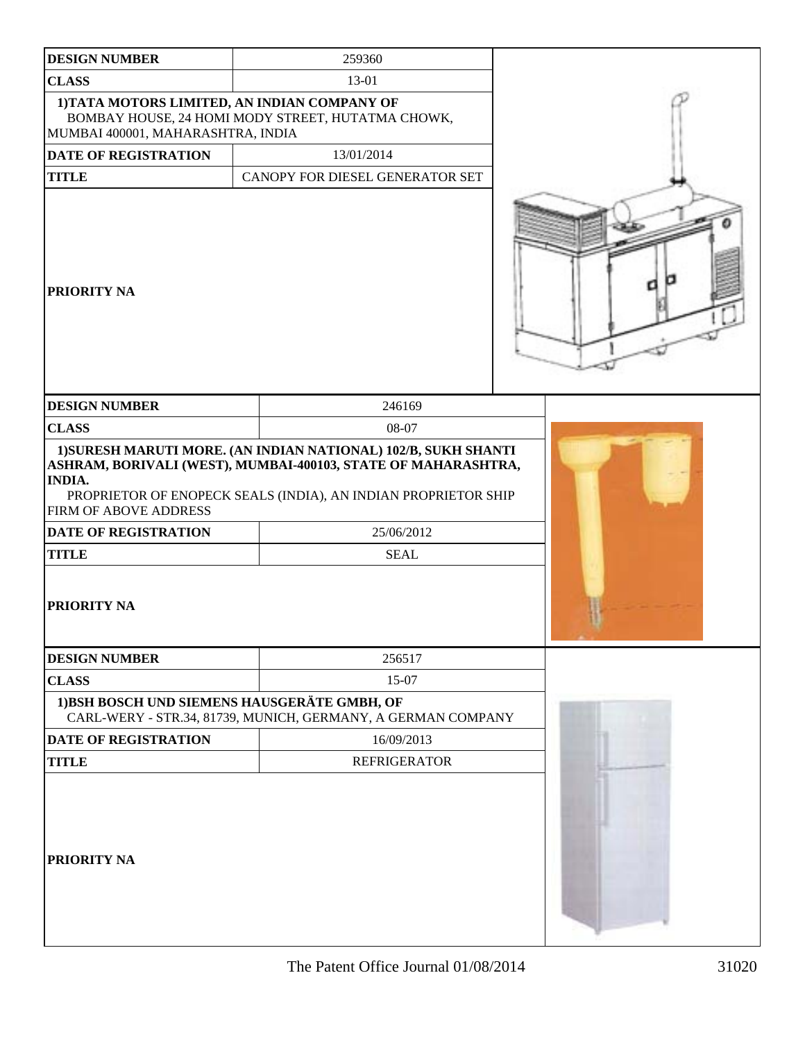| DESIGN NUMBER | 259360 |
|---|---|
| CLASS | 13-01 |
| 1)TATA MOTORS LIMITED, AN INDIAN COMPANY OF BOMBAY HOUSE, 24 HOMI MODY STREET, HUTATMA CHOWK, MUMBAI 400001, MAHARASHTRA, INDIA | |
| DATE OF REGISTRATION | 13/01/2014 |
| TITLE | CANOPY FOR DIESEL GENERATOR SET |
| PRIORITY NA | |

| DESIGN NUMBER | 246169 |
|---|---|
| CLASS | 08-07 |
| 1)SURESH MARUTI MORE. (AN INDIAN NATIONAL) 102/B, SUKH SHANTI ASHRAM, BORIVALI (WEST), MUMBAI-400103, STATE OF MAHARASHTRA, INDIA. PROPRIETOR OF ENOPECK SEALS (INDIA), AN INDIAN PROPRIETOR SHIP FIRM OF ABOVE ADDRESS | |
| DATE OF REGISTRATION | 25/06/2012 |
| TITLE | SEAL |
| PRIORITY NA | |

| DESIGN NUMBER | 256517 |
|---|---|
| CLASS | 15-07 |
| 1)BSH BOSCH UND SIEMENS HAUSGERÄTE GMBH, OF CARL-WERY - STR.34, 81739, MUNICH, GERMANY, A GERMAN COMPANY | |
| DATE OF REGISTRATION | 16/09/2013 |
| TITLE | REFRIGERATOR |
| PRIORITY NA | |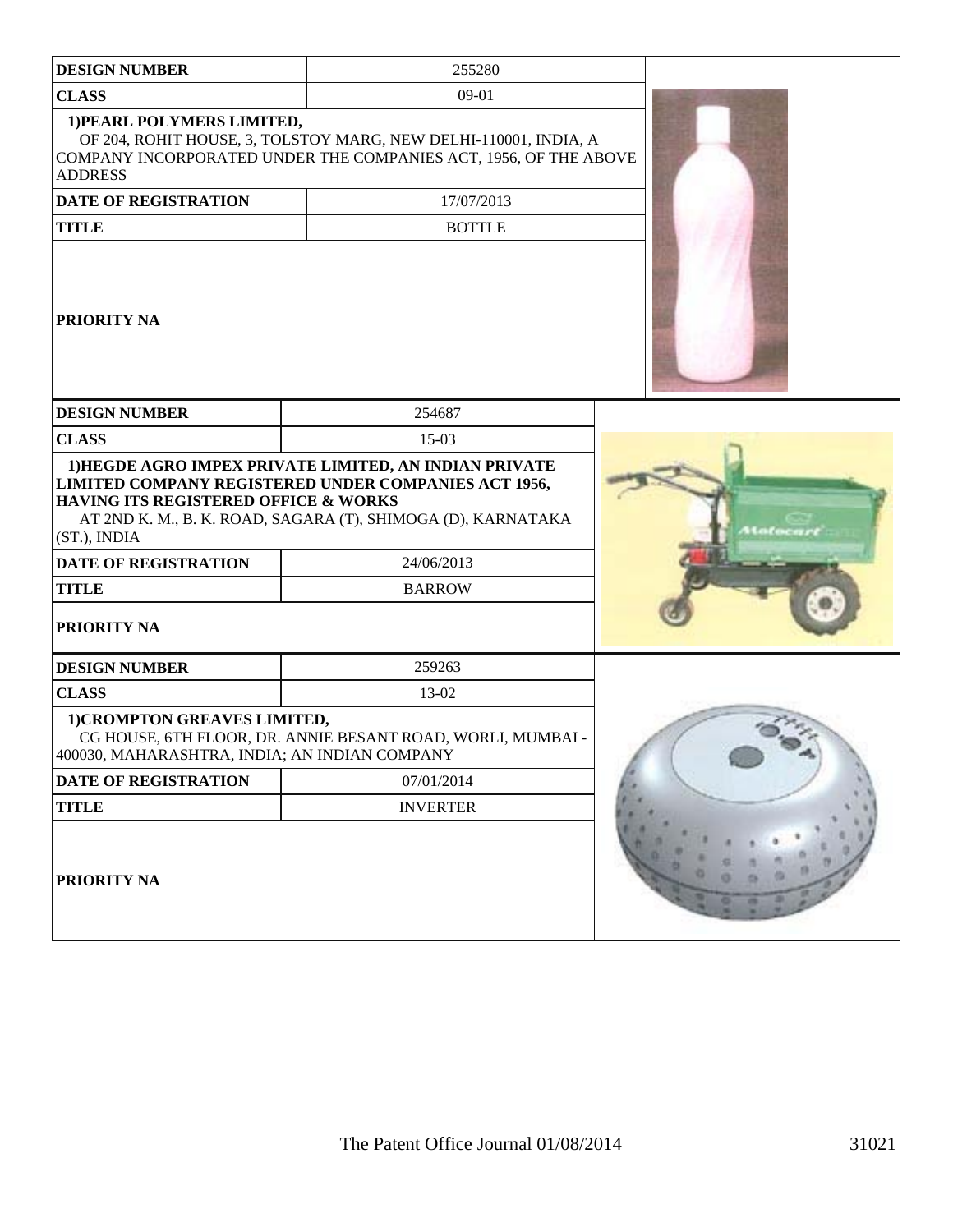| DESIGN NUMBER | 255280 |
| --- | --- |
| CLASS | 09-01 |
| 1)PEARL POLYMERS LIMITED, OF 204, ROHIT HOUSE, 3, TOLSTOY MARG, NEW DELHI-110001, INDIA, A COMPANY INCORPORATED UNDER THE COMPANIES ACT, 1956, OF THE ABOVE ADDRESS | |
| DATE OF REGISTRATION | 17/07/2013 |
| TITLE | BOTTLE |
| PRIORITY NA | |

| DESIGN NUMBER | 254687 |
| --- | --- |
| CLASS | 15-03 |
| 1)HEGDE AGRO IMPEX PRIVATE LIMITED, AN INDIAN PRIVATE LIMITED COMPANY REGISTERED UNDER COMPANIES ACT 1956, HAVING ITS REGISTERED OFFICE & WORKS AT 2ND K. M., B. K. ROAD, SAGARA (T), SHIMOGA (D), KARNATAKA (ST.), INDIA | |
| DATE OF REGISTRATION | 24/06/2013 |
| TITLE | BARROW |
| PRIORITY NA | |

| DESIGN NUMBER | 259263 |
| --- | --- |
| CLASS | 13-02 |
| 1)CROMPTON GREAVES LIMITED, CG HOUSE, 6TH FLOOR, DR. ANNIE BESANT ROAD, WORLI, MUMBAI - 400030, MAHARASHTRA, INDIA; AN INDIAN COMPANY | |
| DATE OF REGISTRATION | 07/01/2014 |
| TITLE | INVERTER |
| PRIORITY NA | |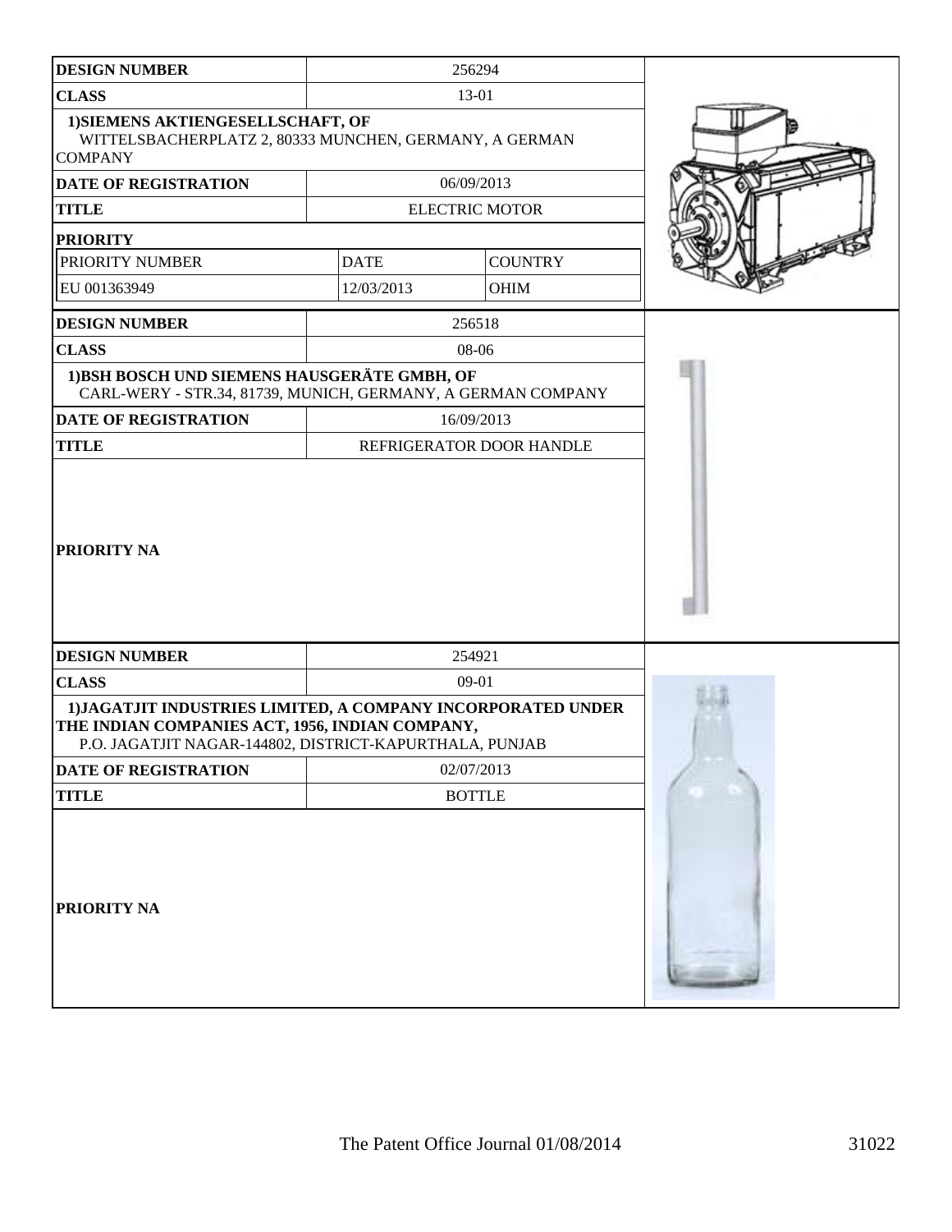| DESIGN NUMBER | 256294 | |
|---|---|---|
| CLASS | 13-01 | |
| 1)SIEMENS AKTIENGESELLSCHAFT, OF WITTELSBACHERPLATZ 2, 80333 MUNCHEN, GERMANY, A GERMAN COMPANY | | |
| DATE OF REGISTRATION | 06/09/2013 | |
| TITLE | ELECTRIC MOTOR | |
| PRIORITY | | |
| PRIORITY NUMBER | DATE | COUNTRY |
| EU 001363949 | 12/03/2013 | OHIM |

| DESIGN NUMBER | 256518 |
|---|---|
| CLASS | 08-06 |
| 1)BSH BOSCH UND SIEMENS HAUSGERÄTE GMBH, OF CARL-WERY - STR.34, 81739, MUNICH, GERMANY, A GERMAN COMPANY | |
| DATE OF REGISTRATION | 16/09/2013 |
| TITLE | REFRIGERATOR DOOR HANDLE |
| PRIORITY NA | |

| DESIGN NUMBER | 254921 |
|---|---|
| CLASS | 09-01 |
| 1)JAGATJIT INDUSTRIES LIMITED, A COMPANY INCORPORATED UNDER THE INDIAN COMPANIES ACT, 1956, INDIAN COMPANY, P.O. JAGATJIT NAGAR-144802, DISTRICT-KAPURTHALA, PUNJAB | |
| DATE OF REGISTRATION | 02/07/2013 |
| TITLE | BOTTLE |
| PRIORITY NA | |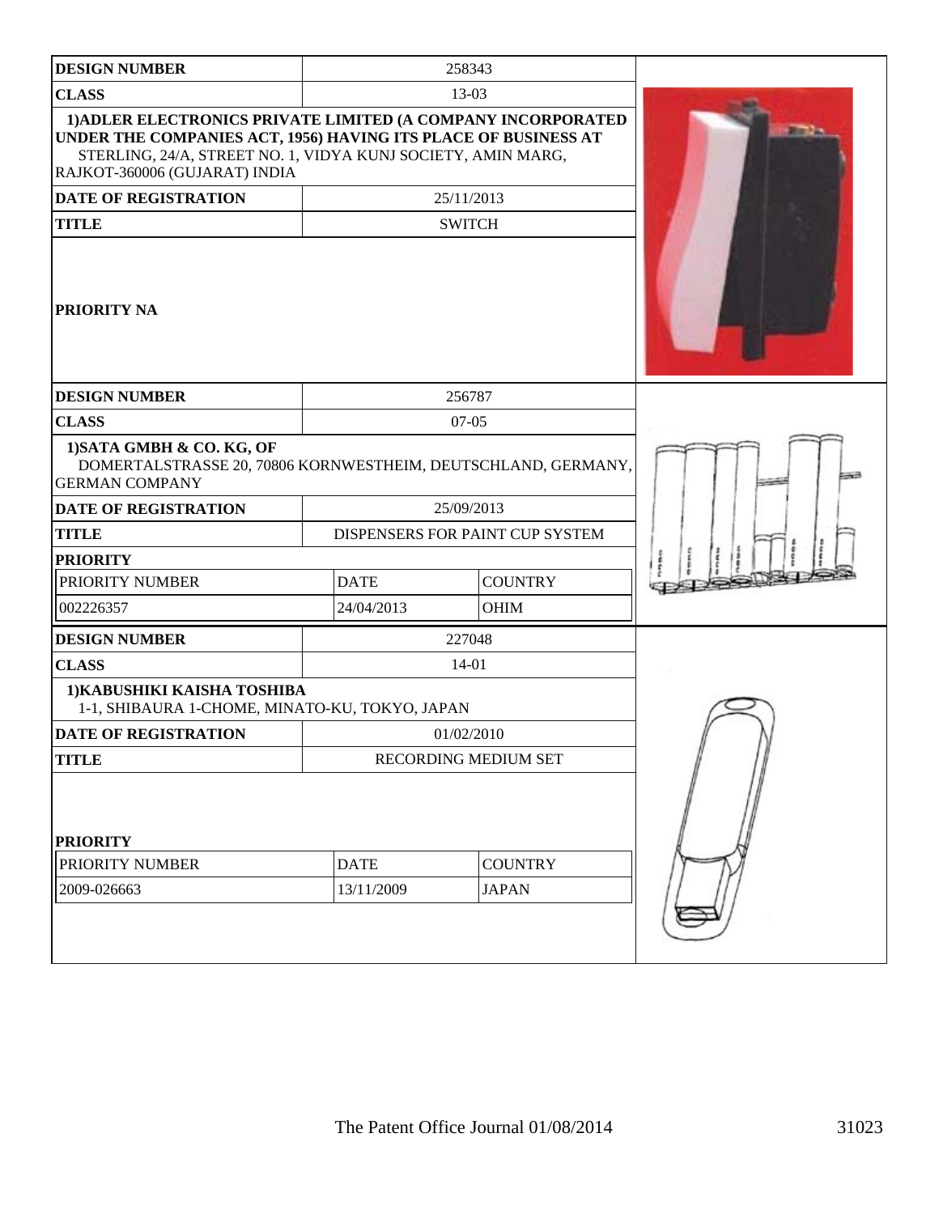| DESIGN NUMBER | 258343 | |
|---|---|---|
| CLASS | 13-03 | |
| 1)ADLER ELECTRONICS PRIVATE LIMITED (A COMPANY INCORPORATED UNDER THE COMPANIES ACT, 1956) HAVING ITS PLACE OF BUSINESS AT STERLING, 24/A, STREET NO. 1, VIDYA KUNJ SOCIETY, AMIN MARG, RAJKOT-360006 (GUJARAT) INDIA | | |
| DATE OF REGISTRATION | 25/11/2013 | |
| TITLE | SWITCH | |
| PRIORITY NA | | |

| DESIGN NUMBER | 256787 | |
|---|---|---|
| CLASS | 07-05 | |
| 1)SATA GMBH & CO. KG, OF DOMERTALSTRASSE 20, 70806 KORNWESTHEIM, DEUTSCHLAND, GERMANY, GERMAN COMPANY | | |
| DATE OF REGISTRATION | 25/09/2013 | |
| TITLE | DISPENSERS FOR PAINT CUP SYSTEM | |
| PRIORITY | | |
| PRIORITY NUMBER | DATE | COUNTRY |
| 002226357 | 24/04/2013 | OHIM |

| DESIGN NUMBER | 227048 | |
|---|---|---|
| CLASS | 14-01 | |
| 1)KABUSHIKI KAISHA TOSHIBA 1-1, SHIBAURA 1-CHOME, MINATO-KU, TOKYO, JAPAN | | |
| DATE OF REGISTRATION | 01/02/2010 | |
| TITLE | RECORDING MEDIUM SET | |
| PRIORITY | | |
| PRIORITY NUMBER | DATE | COUNTRY |
| 2009-026663 | 13/11/2009 | JAPAN |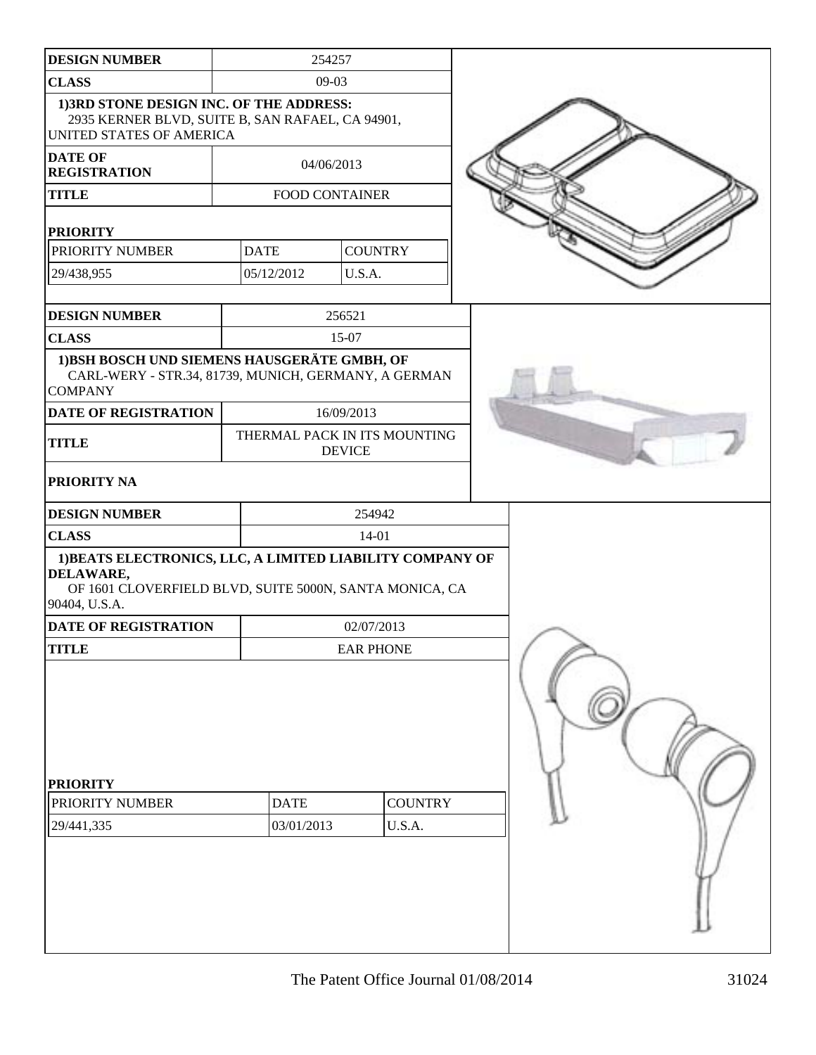| DESIGN NUMBER | 254257 |
|---|---|
| CLASS | 09-03 |
| **1)3RD STONE DESIGN INC. OF THE ADDRESS:** 2935 KERNER BLVD, SUITE B, SAN RAFAEL, CA 94901, UNITED STATES OF AMERICA | |
| DATE OF REGISTRATION | 04/06/2013 |
| TITLE | FOOD CONTAINER |

**PRIORITY**

| PRIORITY NUMBER | DATE | COUNTRY |
|---|---|---|
| 29/438,955 | 05/12/2012 | U.S.A. |

| DESIGN NUMBER | 256521 |
|---|---|
| CLASS | 15-07 |
| **1)BSH BOSCH UND SIEMENS HAUSGERÄTE GMBH, OF** CARL-WERY - STR.34, 81739, MUNICH, GERMANY, A GERMAN COMPANY | |
| DATE OF REGISTRATION | 16/09/2013 |
| TITLE | THERMAL PACK IN ITS MOUNTING DEVICE |

**PRIORITY NA**

| DESIGN NUMBER | 254942 |
|---|---|
| CLASS | 14-01 |
| **1)BEATS ELECTRONICS, LLC, A LIMITED LIABILITY COMPANY OF DELAWARE,** OF 1601 CLOVERFIELD BLVD, SUITE 5000N, SANTA MONICA, CA 90404, U.S.A. | |
| DATE OF REGISTRATION | 02/07/2013 |
| TITLE | EAR PHONE |

**PRIORITY**

| PRIORITY NUMBER | DATE | COUNTRY |
|---|---|---|
| 29/441,335 | 03/01/2013 | U.S.A. |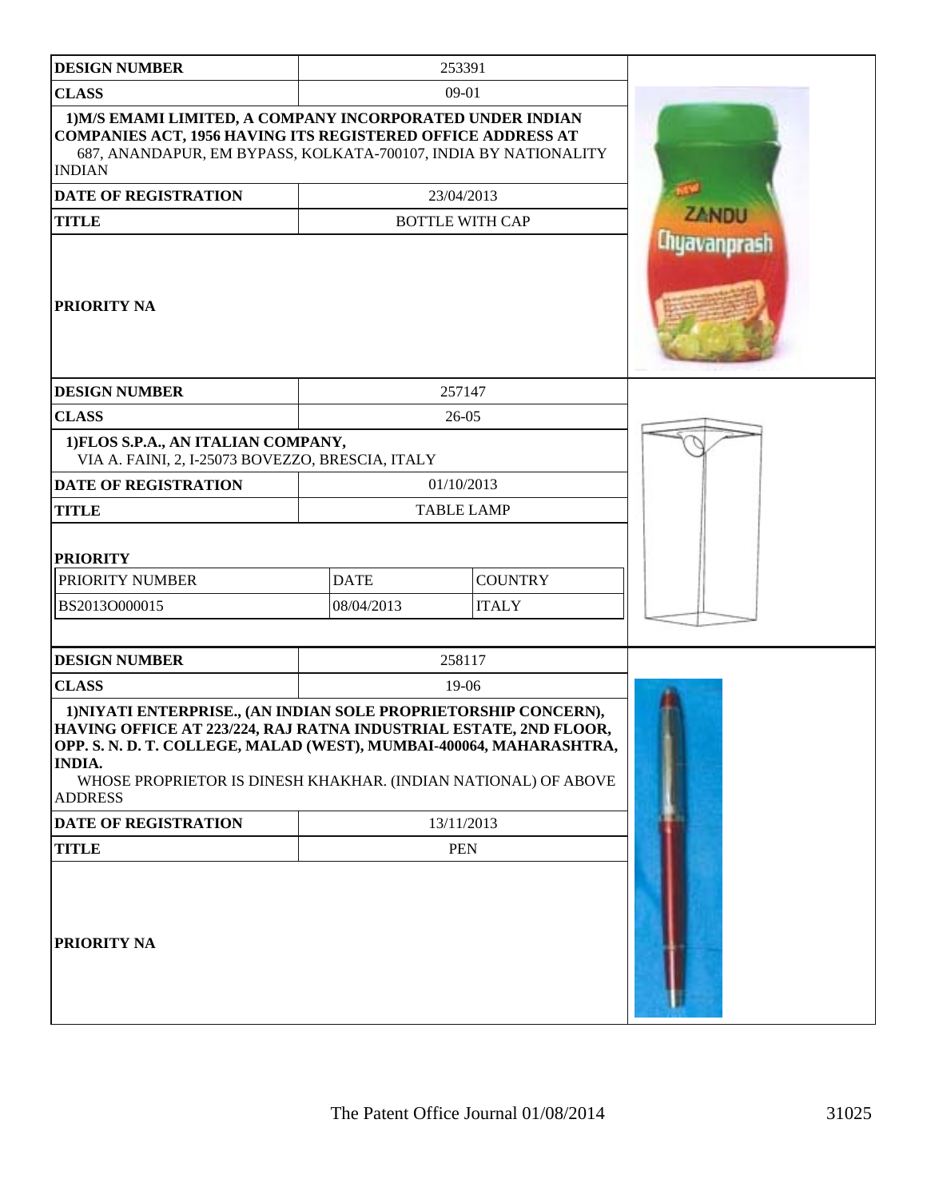| DESIGN NUMBER | 253391 |
|---|---|
| CLASS | 09-01 |
| **1)M/S EMAMI LIMITED, A COMPANY INCORPORATED UNDER INDIAN COMPANIES ACT, 1956 HAVING ITS REGISTERED OFFICE ADDRESS AT** 687, ANANDAPUR, EM BYPASS, KOLKATA-700107, INDIA BY NATIONALITY INDIAN | |
| DATE OF REGISTRATION | 23/04/2013 |
| TITLE | BOTTLE WITH CAP |
| PRIORITY NA | |

| DESIGN NUMBER | 257147 | |
|---|---|---|
| CLASS | 26-05 | |
| **1)FLOS S.P.A., AN ITALIAN COMPANY,** VIA A. FAINI, 2, I-25073 BOVEZZO, BRESCIA, ITALY | | |
| DATE OF REGISTRATION | 01/10/2013 | |
| TITLE | TABLE LAMP | |
| **PRIORITY** | | |
| PRIORITY NUMBER | DATE | COUNTRY |
| BS2013O000015 | 08/04/2013 | ITALY |

| DESIGN NUMBER | 258117 |
|---|---|
| CLASS | 19-06 |
| **1)NIYATI ENTERPRISE., (AN INDIAN SOLE PROPRIETORSHIP CONCERN), HAVING OFFICE AT 223/224, RAJ RATNA INDUSTRIAL ESTATE, 2ND FLOOR, OPP. S. N. D. T. COLLEGE, MALAD (WEST), MUMBAI-400064, MAHARASHTRA, INDIA.** WHOSE PROPRIETOR IS DINESH KHAKHAR. (INDIAN NATIONAL) OF ABOVE ADDRESS | |
| DATE OF REGISTRATION | 13/11/2013 |
| TITLE | PEN |
| PRIORITY NA | |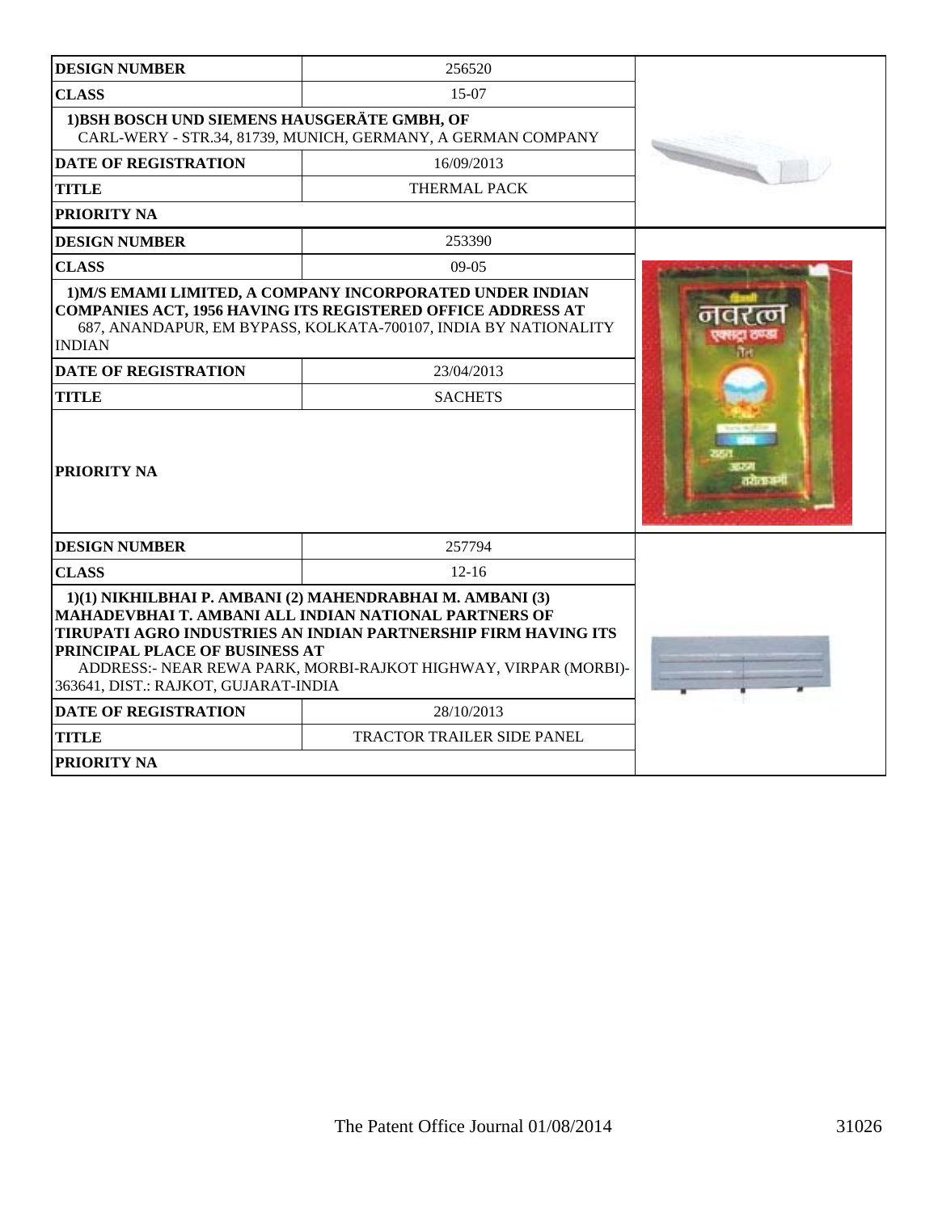| DESIGN NUMBER | 256520 |
|---|---|
| CLASS | 15-07 |
| 1)BSH BOSCH UND SIEMENS HAUSGERÄTE GMBH, OF CARL-WERY - STR.34, 81739, MUNICH, GERMANY, A GERMAN COMPANY | |
| DATE OF REGISTRATION | 16/09/2013 |
| TITLE | THERMAL PACK |
| PRIORITY NA | |

| DESIGN NUMBER | 253390 |
|---|---|
| CLASS | 09-05 |
| 1)M/S EMAMI LIMITED, A COMPANY INCORPORATED UNDER INDIAN COMPANIES ACT, 1956 HAVING ITS REGISTERED OFFICE ADDRESS AT 687, ANANDAPUR, EM BYPASS, KOLKATA-700107, INDIA BY NATIONALITY INDIAN | |
| DATE OF REGISTRATION | 23/04/2013 |
| TITLE | SACHETS |
| PRIORITY NA | |

| DESIGN NUMBER | 257794 |
|---|---|
| CLASS | 12-16 |
| 1)(1) NIKHILBHAI P. AMBANI (2) MAHENDRABHAI M. AMBANI (3) MAHADEVBHAI T. AMBANI ALL INDIAN NATIONAL PARTNERS OF TIRUPATI AGRO INDUSTRIES AN INDIAN PARTNERSHIP FIRM HAVING ITS PRINCIPAL PLACE OF BUSINESS AT ADDRESS:- NEAR REWA PARK, MORBI-RAJKOT HIGHWAY, VIRPAR (MORBI)-363641, DIST.: RAJKOT, GUJARAT-INDIA | |
| DATE OF REGISTRATION | 28/10/2013 |
| TITLE | TRACTOR TRAILER SIDE PANEL |
| PRIORITY NA | |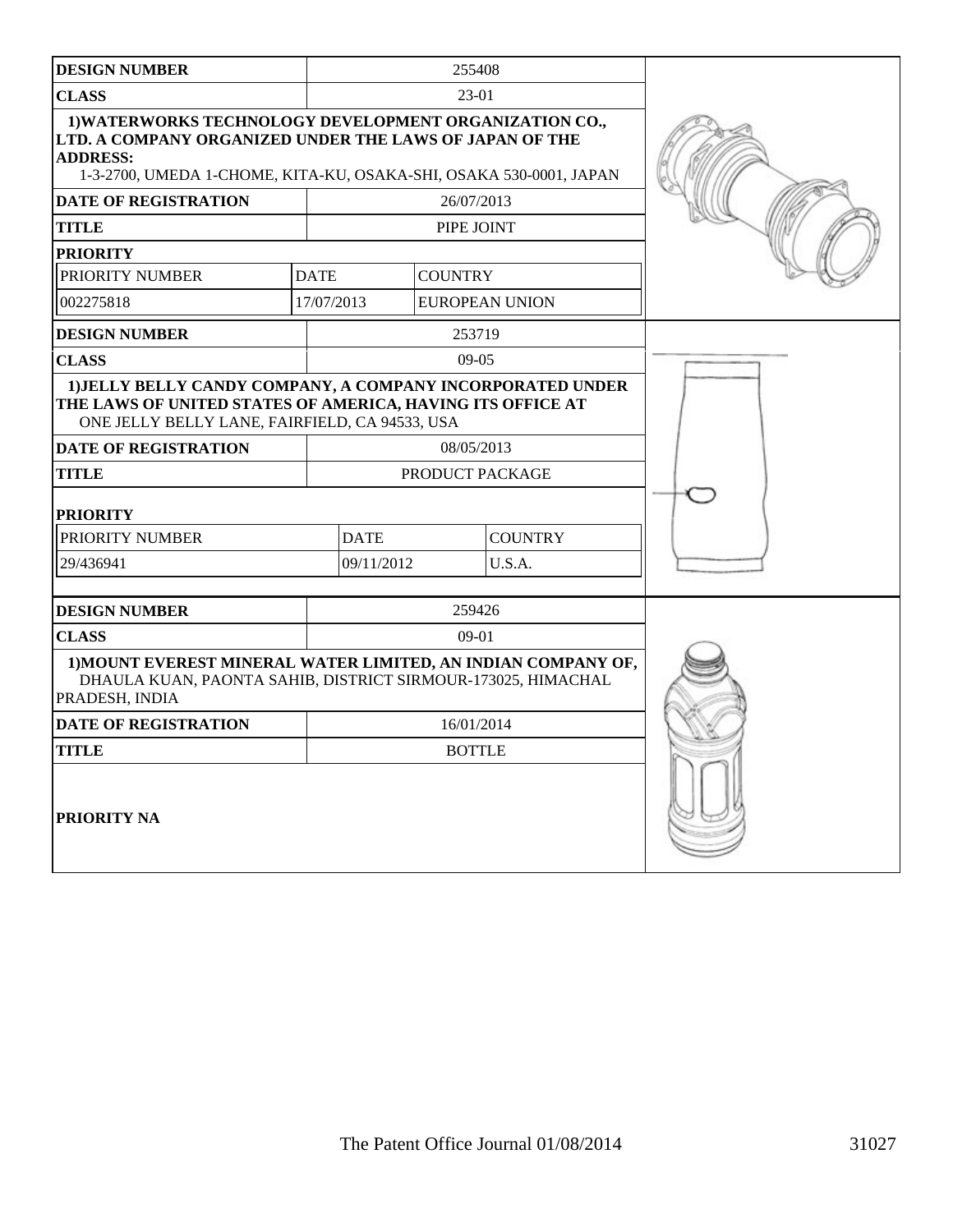| DESIGN NUMBER | 255408 | |
|---|---|---|
| CLASS | 23-01 | |
| 1)WATERWORKS TECHNOLOGY DEVELOPMENT ORGANIZATION CO., LTD. A COMPANY ORGANIZED UNDER THE LAWS OF JAPAN OF THE ADDRESS: 1-3-2700, UMEDA 1-CHOME, KITA-KU, OSAKA-SHI, OSAKA 530-0001, JAPAN | | |
| DATE OF REGISTRATION | 26/07/2013 | |
| TITLE | PIPE JOINT | |
| PRIORITY | | |
| PRIORITY NUMBER | DATE | COUNTRY |
| 002275818 | 17/07/2013 | EUROPEAN UNION |

| DESIGN NUMBER | 253719 | |
|---|---|---|
| CLASS | 09-05 | |
| 1)JELLY BELLY CANDY COMPANY, A COMPANY INCORPORATED UNDER THE LAWS OF UNITED STATES OF AMERICA, HAVING ITS OFFICE AT ONE JELLY BELLY LANE, FAIRFIELD, CA 94533, USA | | |
| DATE OF REGISTRATION | 08/05/2013 | |
| TITLE | PRODUCT PACKAGE | |
| PRIORITY | | |
| PRIORITY NUMBER | DATE | COUNTRY |
| 29/436941 | 09/11/2012 | U.S.A. |

| DESIGN NUMBER | 259426 |
|---|---|
| CLASS | 09-01 |
| 1)MOUNT EVEREST MINERAL WATER LIMITED, AN INDIAN COMPANY OF, DHAULA KUAN, PAONTA SAHIB, DISTRICT SIRMOUR-173025, HIMACHAL PRADESH, INDIA | |
| DATE OF REGISTRATION | 16/01/2014 |
| TITLE | BOTTLE |
| PRIORITY NA | |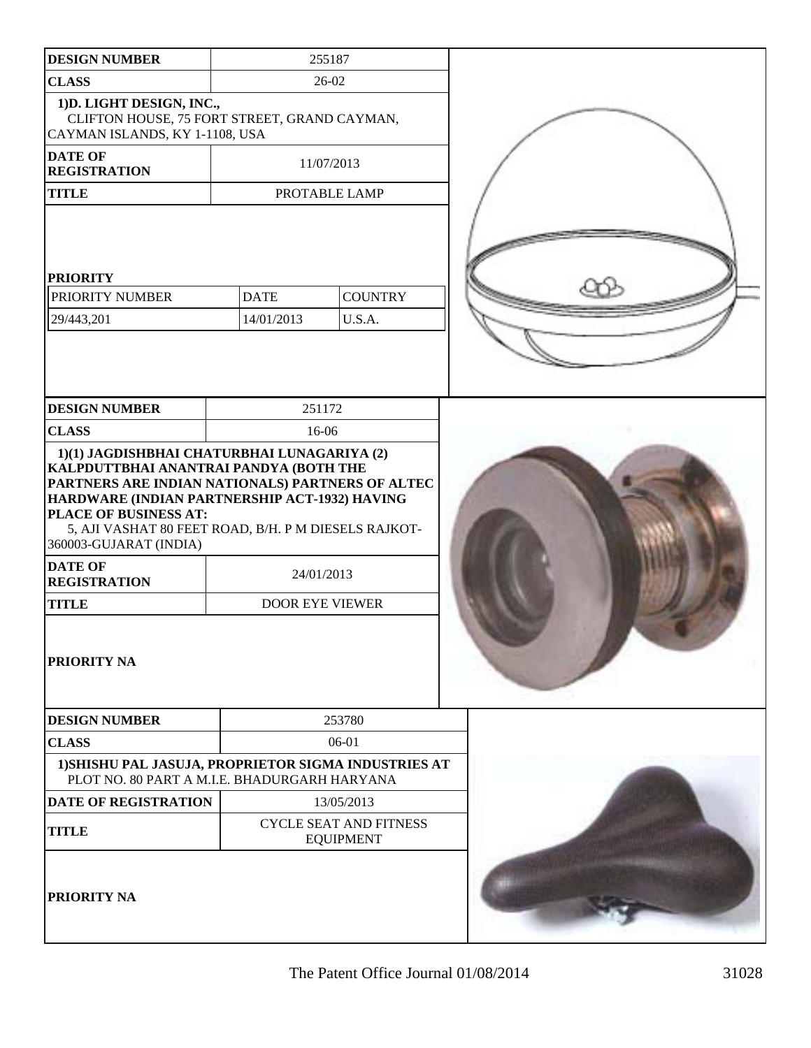| DESIGN NUMBER | 255187 | |
|---|---|---|
| CLASS | 26-02 | |
| 1)D. LIGHT DESIGN, INC., CLIFTON HOUSE, 75 FORT STREET, GRAND CAYMAN, CAYMAN ISLANDS, KY 1-1108, USA | | |
| DATE OF REGISTRATION | 11/07/2013 | |
| TITLE | PROTABLE LAMP | |
| PRIORITY | | |
| PRIORITY NUMBER | DATE | COUNTRY |
| 29/443,201 | 14/01/2013 | U.S.A. |

| DESIGN NUMBER | 251172 |
|---|---|
| CLASS | 16-06 |
| 1)(1) JAGDISHBHAI CHATURBHAI LUNAGARIYA (2) KALPDUTTBHAI ANANTRAI PANDYA (BOTH THE PARTNERS ARE INDIAN NATIONALS) PARTNERS OF ALTEC HARDWARE (INDIAN PARTNERSHIP ACT-1932) HAVING PLACE OF BUSINESS AT: 5, AJI VASHAT 80 FEET ROAD, B/H. P M DIESELS RAJKOT-360003-GUJARAT (INDIA) | |
| DATE OF REGISTRATION | 24/01/2013 |
| TITLE | DOOR EYE VIEWER |
| PRIORITY NA | |

| DESIGN NUMBER | 253780 |
|---|---|
| CLASS | 06-01 |
| 1)SHISHU PAL JASUJA, PROPRIETOR SIGMA INDUSTRIES AT PLOT NO. 80 PART A M.I.E. BHADURGARH HARYANA | |
| DATE OF REGISTRATION | 13/05/2013 |
| TITLE | CYCLE SEAT AND FITNESS EQUIPMENT |
| PRIORITY NA | |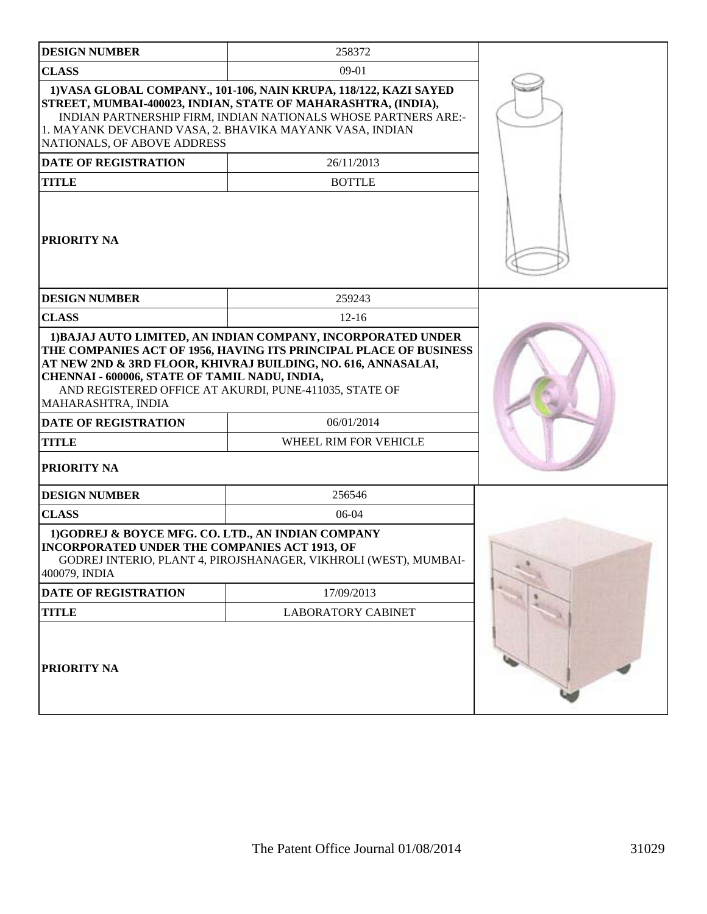| DESIGN NUMBER | 258372 |
|---|---|
| CLASS | 09-01 |
| 1)VASA GLOBAL COMPANY., 101-106, NAIN KRUPA, 118/122, KAZI SAYED STREET, MUMBAI-400023, INDIAN, STATE OF MAHARASHTRA, (INDIA), INDIAN PARTNERSHIP FIRM, INDIAN NATIONALS WHOSE PARTNERS ARE:- 1. MAYANK DEVCHAND VASA, 2. BHAVIKA MAYANK VASA, INDIAN NATIONALS, OF ABOVE ADDRESS | |
| DATE OF REGISTRATION | 26/11/2013 |
| TITLE | BOTTLE |
| PRIORITY NA | |

| DESIGN NUMBER | 259243 |
|---|---|
| CLASS | 12-16 |
| 1)BAJAJ AUTO LIMITED, AN INDIAN COMPANY, INCORPORATED UNDER THE COMPANIES ACT OF 1956, HAVING ITS PRINCIPAL PLACE OF BUSINESS AT NEW 2ND & 3RD FLOOR, KHIVRAJ BUILDING, NO. 616, ANNASALAI, CHENNAI - 600006, STATE OF TAMIL NADU, INDIA, AND REGISTERED OFFICE AT AKURDI, PUNE-411035, STATE OF MAHARASHTRA, INDIA | |
| DATE OF REGISTRATION | 06/01/2014 |
| TITLE | WHEEL RIM FOR VEHICLE |
| PRIORITY NA | |

| DESIGN NUMBER | 256546 |
|---|---|
| CLASS | 06-04 |
| 1)GODREJ & BOYCE MFG. CO. LTD., AN INDIAN COMPANY INCORPORATED UNDER THE COMPANIES ACT 1913, OF GODREJ INTERIO, PLANT 4, PIROJSHANAGER, VIKHROLI (WEST), MUMBAI-400079, INDIA | |
| DATE OF REGISTRATION | 17/09/2013 |
| TITLE | LABORATORY CABINET |
| PRIORITY NA | |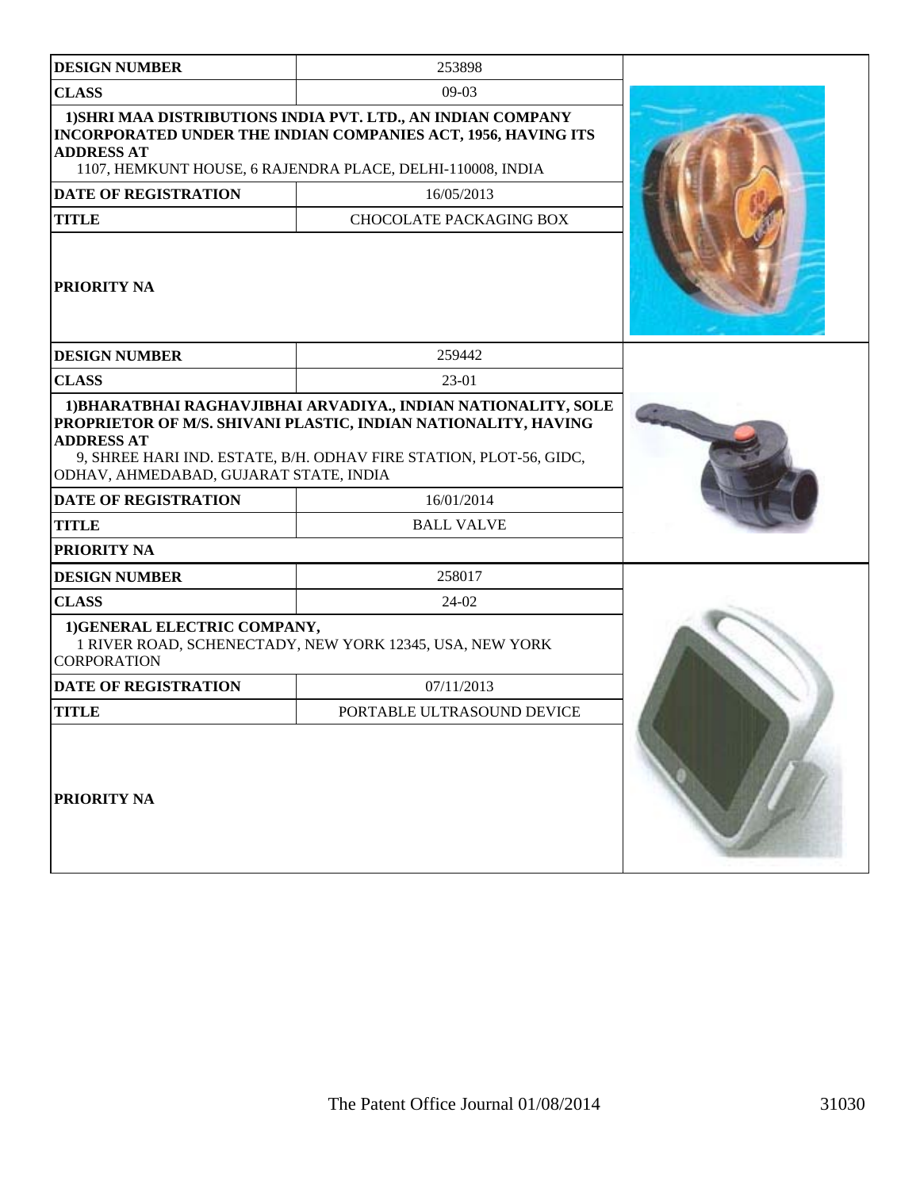| DESIGN NUMBER | 253898 |
|---|---|
| CLASS | 09-03 |
| 1)SHRI MAA DISTRIBUTIONS INDIA PVT. LTD., AN INDIAN COMPANY INCORPORATED UNDER THE INDIAN COMPANIES ACT, 1956, HAVING ITS ADDRESS AT 1107, HEMKUNT HOUSE, 6 RAJENDRA PLACE, DELHI-110008, INDIA | |
| DATE OF REGISTRATION | 16/05/2013 |
| TITLE | CHOCOLATE PACKAGING BOX |
| PRIORITY NA | |

| DESIGN NUMBER | 259442 |
|---|---|
| CLASS | 23-01 |
| 1)BHARATBHAI RAGHAVJIBHAI ARVADIYA., INDIAN NATIONALITY, SOLE PROPRIETOR OF M/S. SHIVANI PLASTIC, INDIAN NATIONALITY, HAVING ADDRESS AT 9, SHREE HARI IND. ESTATE, B/H. ODHAV FIRE STATION, PLOT-56, GIDC, ODHAV, AHMEDABAD, GUJARAT STATE, INDIA | |
| DATE OF REGISTRATION | 16/01/2014 |
| TITLE | BALL VALVE |
| PRIORITY NA | |

| DESIGN NUMBER | 258017 |
|---|---|
| CLASS | 24-02 |
| 1)GENERAL ELECTRIC COMPANY, 1 RIVER ROAD, SCHENECTADY, NEW YORK 12345, USA, NEW YORK CORPORATION | |
| DATE OF REGISTRATION | 07/11/2013 |
| TITLE | PORTABLE ULTRASOUND DEVICE |
| PRIORITY NA | |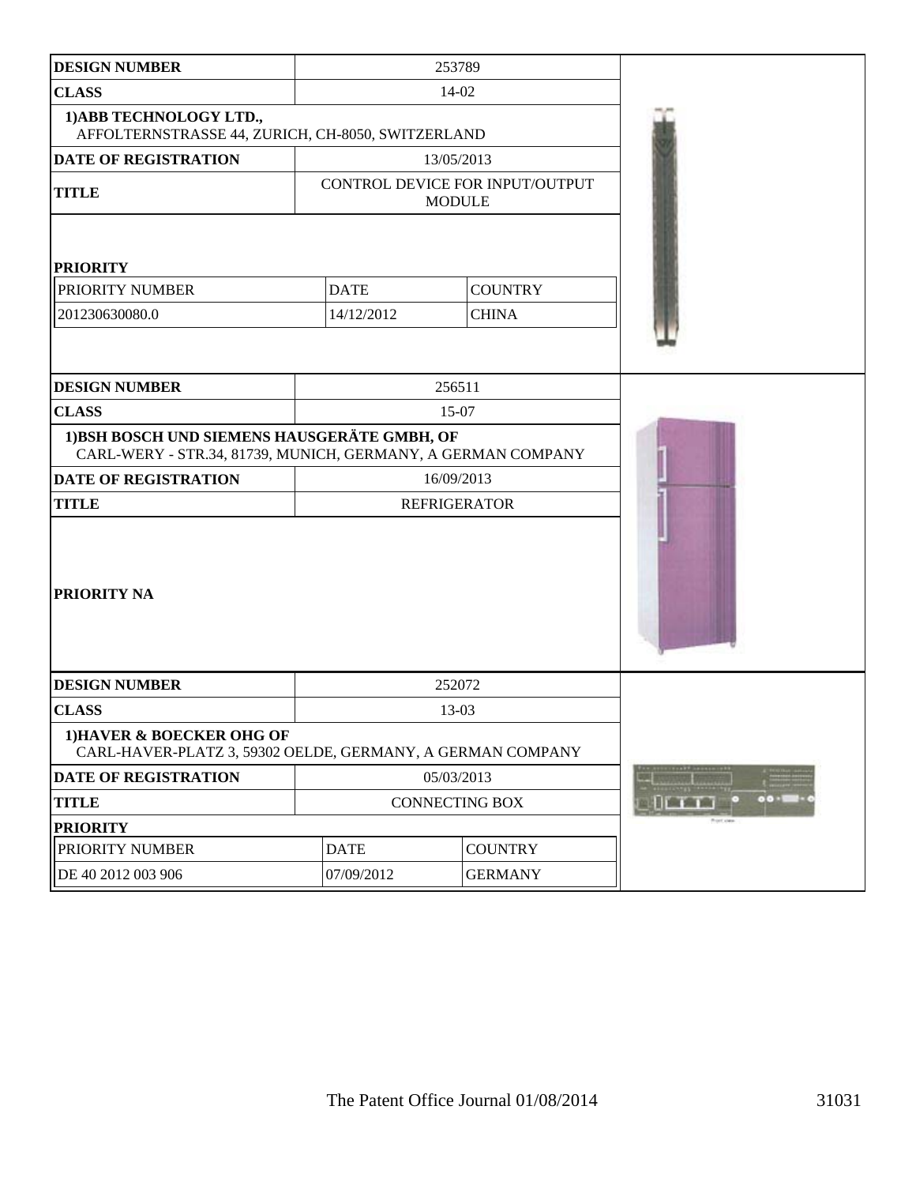| DESIGN NUMBER | 253789 | |
|---|---|---|
| CLASS | 14-02 | |
| 1)ABB TECHNOLOGY LTD., AFFOLTERNSTRASSE 44, ZURICH, CH-8050, SWITZERLAND | | |
| DATE OF REGISTRATION | 13/05/2013 | |
| TITLE | CONTROL DEVICE FOR INPUT/OUTPUT MODULE | |
| **PRIORITY** | | |
| PRIORITY NUMBER | DATE | COUNTRY |
| 201230630080.0 | 14/12/2012 | CHINA |

| DESIGN NUMBER | 256511 |
|---|---|
| CLASS | 15-07 |
| 1)BSH BOSCH UND SIEMENS HAUSGERÄTE GMBH, OF CARL-WERY - STR.34, 81739, MUNICH, GERMANY, A GERMAN COMPANY | |
| DATE OF REGISTRATION | 16/09/2013 |
| TITLE | REFRIGERATOR |
| **PRIORITY NA** | |

| DESIGN NUMBER | 252072 | |
|---|---|---|
| CLASS | 13-03 | |
| 1)HAVER & BOECKER OHG OF CARL-HAVER-PLATZ 3, 59302 OELDE, GERMANY, A GERMAN COMPANY | | |
| DATE OF REGISTRATION | 05/03/2013 | |
| TITLE | CONNECTING BOX | |
| **PRIORITY** | | |
| PRIORITY NUMBER | DATE | COUNTRY |
| DE 40 2012 003 906 | 07/09/2012 | GERMANY |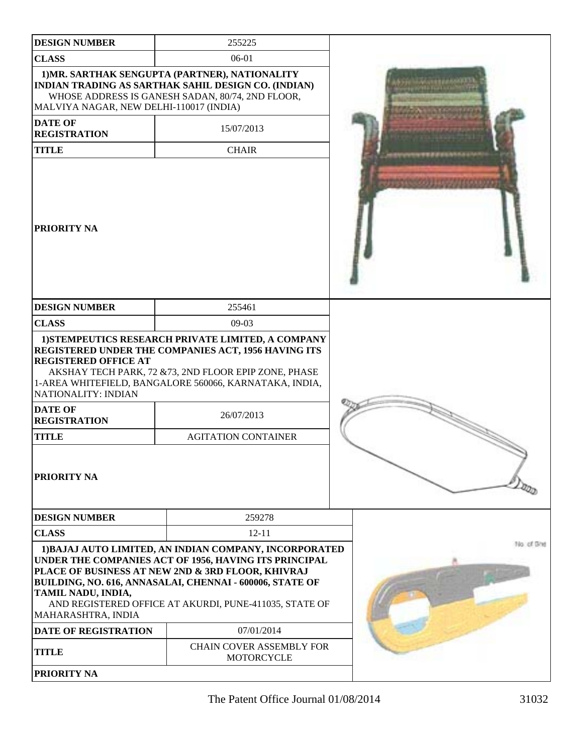| DESIGN NUMBER | 255225 |
|---|---|
| CLASS | 06-01 |
| 1)MR. SARTHAK SENGUPTA (PARTNER), NATIONALITY INDIAN TRADING AS SARTHAK SAHIL DESIGN CO. (INDIAN) WHOSE ADDRESS IS GANESH SADAN, 80/74, 2ND FLOOR, MALVIYA NAGAR, NEW DELHI-110017 (INDIA) | |
| DATE OF REGISTRATION | 15/07/2013 |
| TITLE | CHAIR |
| PRIORITY NA | |

| DESIGN NUMBER | 255461 |
|---|---|
| CLASS | 09-03 |
| 1)STEMPEUTICS RESEARCH PRIVATE LIMITED, A COMPANY REGISTERED UNDER THE COMPANIES ACT, 1956 HAVING ITS REGISTERED OFFICE AT AKSHAY TECH PARK, 72 &73, 2ND FLOOR EPIP ZONE, PHASE 1-AREA WHITEFIELD, BANGALORE 560066, KARNATAKA, INDIA, NATIONALITY: INDIAN | |
| DATE OF REGISTRATION | 26/07/2013 |
| TITLE | AGITATION CONTAINER |
| PRIORITY NA | |

| DESIGN NUMBER | 259278 |
|---|---|
| CLASS | 12-11 |
| 1)BAJAJ AUTO LIMITED, AN INDIAN COMPANY, INCORPORATED UNDER THE COMPANIES ACT OF 1956, HAVING ITS PRINCIPAL PLACE OF BUSINESS AT NEW 2ND & 3RD FLOOR, KHIVRAJ BUILDING, NO. 616, ANNASALAI, CHENNAI - 600006, STATE OF TAMIL NADU, INDIA, AND REGISTERED OFFICE AT AKURDI, PUNE-411035, STATE OF MAHARASHTRA, INDIA | |
| DATE OF REGISTRATION | 07/01/2014 |
| TITLE | CHAIN COVER ASSEMBLY FOR MOTORCYCLE |
| PRIORITY NA | |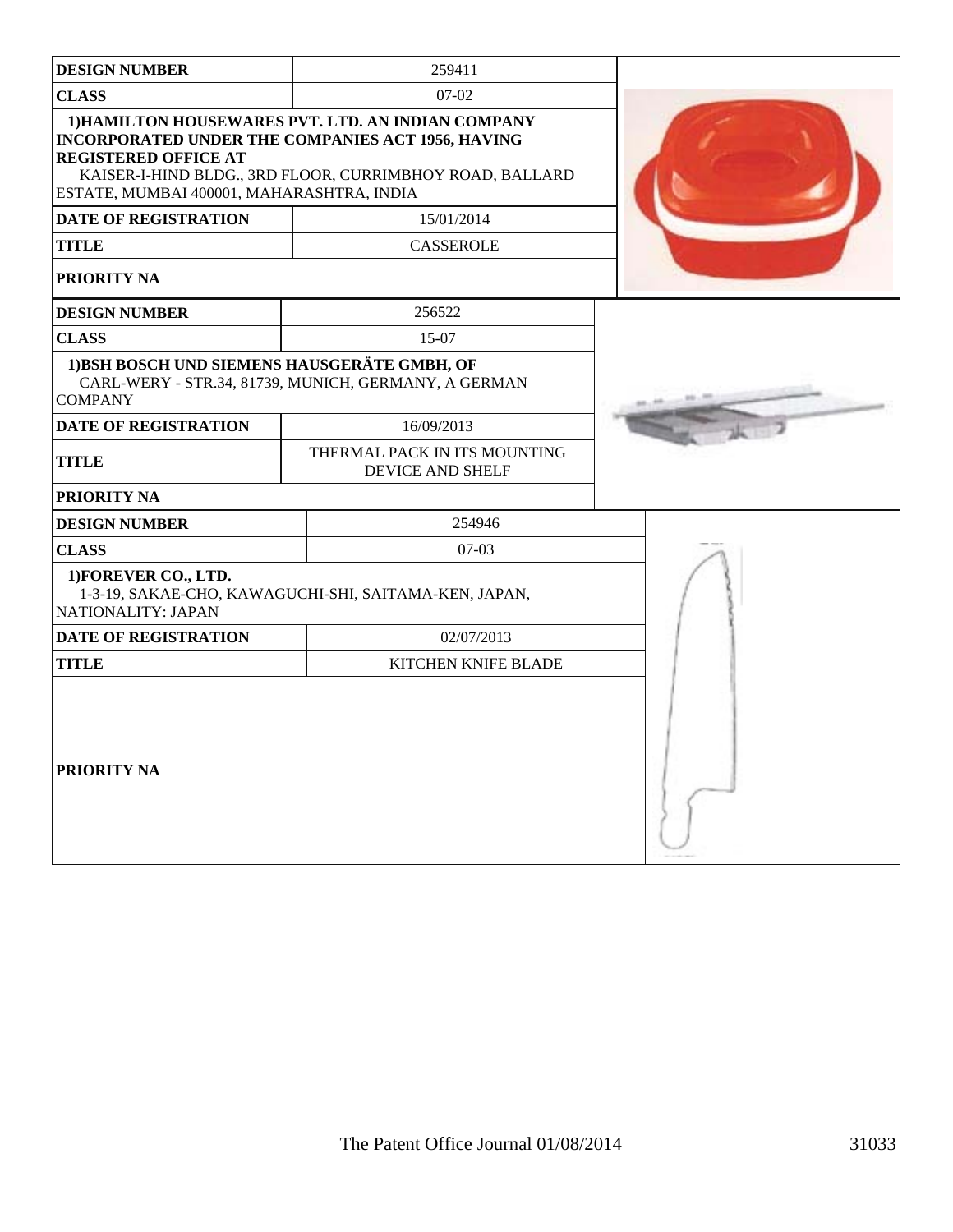| DESIGN NUMBER | 259411 |
| --- | --- |
| CLASS | 07-02 |
| 1)HAMILTON HOUSEWARES PVT. LTD. AN INDIAN COMPANY INCORPORATED UNDER THE COMPANIES ACT 1956, HAVING REGISTERED OFFICE AT KAISER-I-HIND BLDG., 3RD FLOOR, CURRIMBHOY ROAD, BALLARD ESTATE, MUMBAI 400001, MAHARASHTRA, INDIA | |
| DATE OF REGISTRATION | 15/01/2014 |
| TITLE | CASSEROLE |
| PRIORITY NA | |

| DESIGN NUMBER | 256522 |
| --- | --- |
| CLASS | 15-07 |
| 1)BSH BOSCH UND SIEMENS HAUSGERÄTE GMBH, OF CARL-WERY - STR.34, 81739, MUNICH, GERMANY, A GERMAN COMPANY | |
| DATE OF REGISTRATION | 16/09/2013 |
| TITLE | THERMAL PACK IN ITS MOUNTING DEVICE AND SHELF |
| PRIORITY NA | |

| DESIGN NUMBER | 254946 |
| --- | --- |
| CLASS | 07-03 |
| 1)FOREVER CO., LTD. 1-3-19, SAKAE-CHO, KAWAGUCHI-SHI, SAITAMA-KEN, JAPAN, NATIONALITY: JAPAN | |
| DATE OF REGISTRATION | 02/07/2013 |
| TITLE | KITCHEN KNIFE BLADE |
| PRIORITY NA | |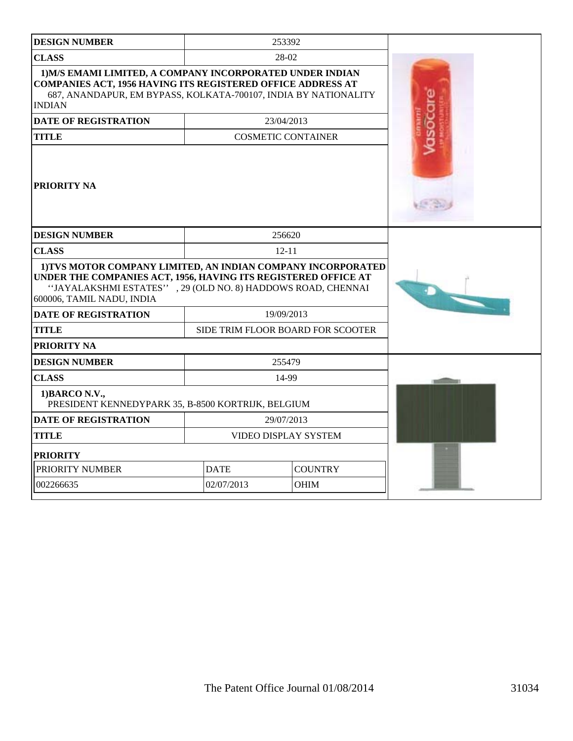| DESIGN NUMBER | 253392 |
|---|---|
| CLASS | 28-02 |
| 1)M/S EMAMI LIMITED, A COMPANY INCORPORATED UNDER INDIAN COMPANIES ACT, 1956 HAVING ITS REGISTERED OFFICE ADDRESS AT 687, ANANDAPUR, EM BYPASS, KOLKATA-700107, INDIA BY NATIONALITY INDIAN | |
| DATE OF REGISTRATION | 23/04/2013 |
| TITLE | COSMETIC CONTAINER |
| PRIORITY NA | |

| DESIGN NUMBER | 256620 |
|---|---|
| CLASS | 12-11 |
| 1)TVS MOTOR COMPANY LIMITED, AN INDIAN COMPANY INCORPORATED UNDER THE COMPANIES ACT, 1956, HAVING ITS REGISTERED OFFICE AT ''JAYALAKSHMI ESTATES'' , 29 (OLD NO. 8) HADDOWS ROAD, CHENNAI 600006, TAMIL NADU, INDIA | |
| DATE OF REGISTRATION | 19/09/2013 |
| TITLE | SIDE TRIM FLOOR BOARD FOR SCOOTER |
| PRIORITY NA | |

| DESIGN NUMBER | 255479 | |
|---|---|---|
| CLASS | 14-99 | |
| 1)BARCO N.V., PRESIDENT KENNEDYPARK 35, B-8500 KORTRIJK, BELGIUM | | |
| DATE OF REGISTRATION | 29/07/2013 | |
| TITLE | VIDEO DISPLAY SYSTEM | |
| PRIORITY | | |
| PRIORITY NUMBER | DATE | COUNTRY |
| 002266635 | 02/07/2013 | OHIM |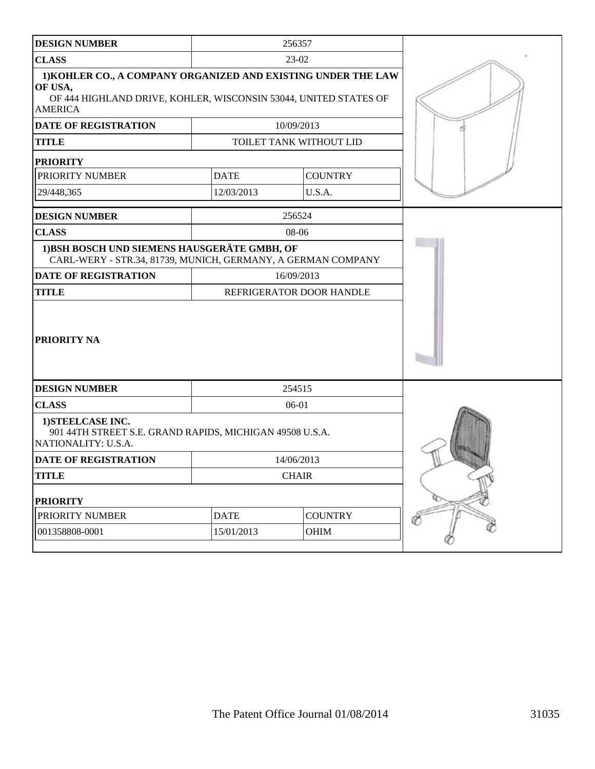| DESIGN NUMBER | 256357 | |
|---|---|---|
| CLASS | 23-02 | |
| 1)KOHLER CO., A COMPANY ORGANIZED AND EXISTING UNDER THE LAW OF USA, OF 444 HIGHLAND DRIVE, KOHLER, WISCONSIN 53044, UNITED STATES OF AMERICA | | |
| DATE OF REGISTRATION | 10/09/2013 | |
| TITLE | TOILET TANK WITHOUT LID | |
| **PRIORITY** | | |
| PRIORITY NUMBER | DATE | COUNTRY |
| 29/448,365 | 12/03/2013 | U.S.A. |

| DESIGN NUMBER | 256524 |
|---|---|
| CLASS | 08-06 |
| 1)BSH BOSCH UND SIEMENS HAUSGERÄTE GMBH, OF CARL-WERY - STR.34, 81739, MUNICH, GERMANY, A GERMAN COMPANY | |
| DATE OF REGISTRATION | 16/09/2013 |
| TITLE | REFRIGERATOR DOOR HANDLE |
| PRIORITY NA | |

| DESIGN NUMBER | 254515 | |
|---|---|---|
| CLASS | 06-01 | |
| 1)STEELCASE INC. 901 44TH STREET S.E. GRAND RAPIDS, MICHIGAN 49508 U.S.A. NATIONALITY: U.S.A. | | |
| DATE OF REGISTRATION | 14/06/2013 | |
| TITLE | CHAIR | |
| **PRIORITY** | | |
| PRIORITY NUMBER | DATE | COUNTRY |
| 001358808-0001 | 15/01/2013 | OHIM |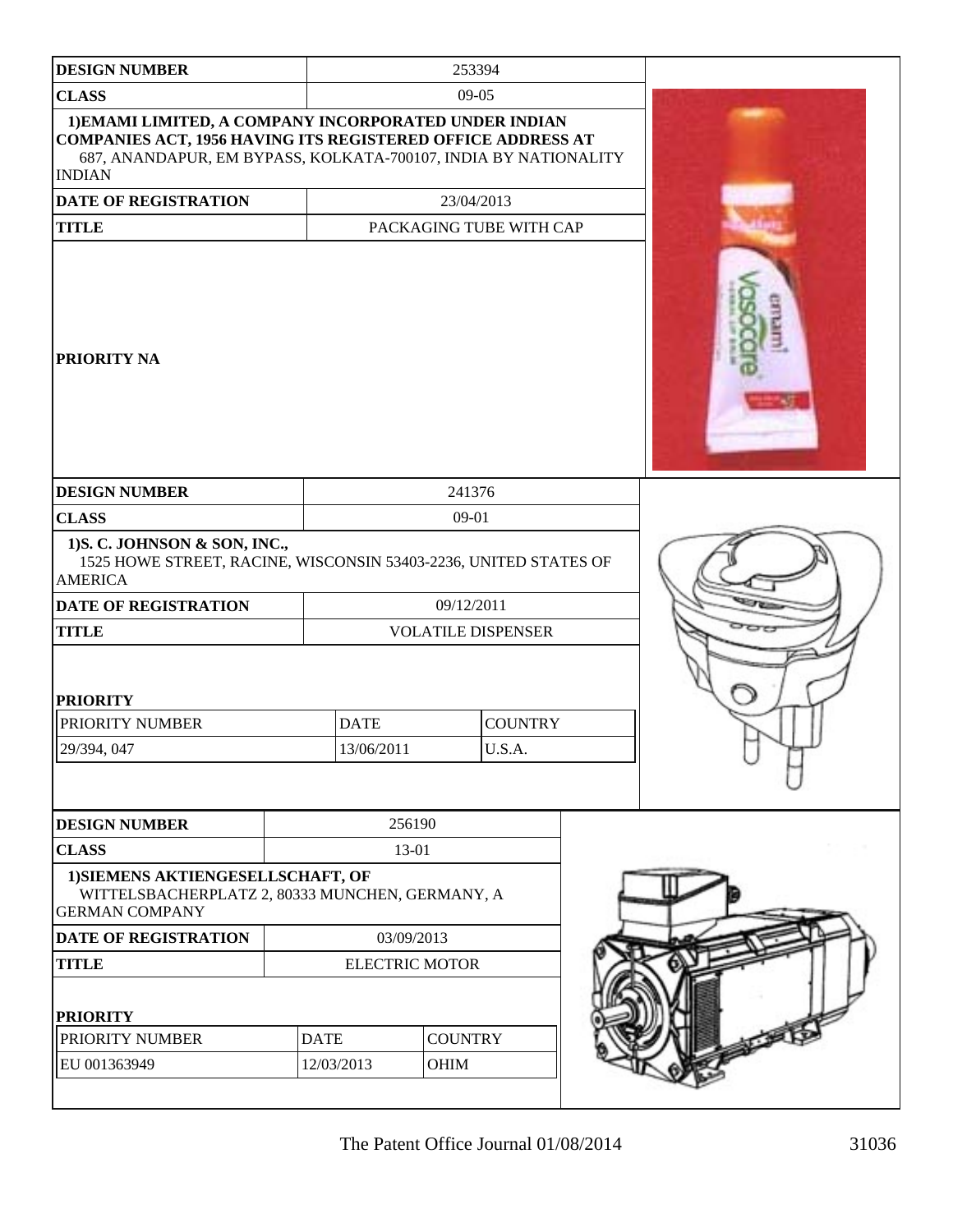| DESIGN NUMBER | 253394 |
|---|---|
| CLASS | 09-05 |
| 1)EMAMI LIMITED, A COMPANY INCORPORATED UNDER INDIAN COMPANIES ACT, 1956 HAVING ITS REGISTERED OFFICE ADDRESS AT 687, ANANDAPUR, EM BYPASS, KOLKATA-700107, INDIA BY NATIONALITY INDIAN | |
| DATE OF REGISTRATION | 23/04/2013 |
| TITLE | PACKAGING TUBE WITH CAP |
| PRIORITY NA | |

| DESIGN NUMBER | 241376 |
|---|---|
| CLASS | 09-01 |
| 1)S. C. JOHNSON & SON, INC., 1525 HOWE STREET, RACINE, WISCONSIN 53403-2236, UNITED STATES OF AMERICA | |
| DATE OF REGISTRATION | 09/12/2011 |
| TITLE | VOLATILE DISPENSER |

**PRIORITY**

| PRIORITY NUMBER | DATE | COUNTRY |
|---|---|---|
| 29/394, 047 | 13/06/2011 | U.S.A. |

| DESIGN NUMBER | 256190 |
|---|---|
| CLASS | 13-01 |
| 1)SIEMENS AKTIENGESELLSCHAFT, OF WITTELSBACHERPLATZ 2, 80333 MUNCHEN, GERMANY, A GERMAN COMPANY | |
| DATE OF REGISTRATION | 03/09/2013 |
| TITLE | ELECTRIC MOTOR |

**PRIORITY**

| PRIORITY NUMBER | DATE | COUNTRY |
|---|---|---|
| EU 001363949 | 12/03/2013 | OHIM |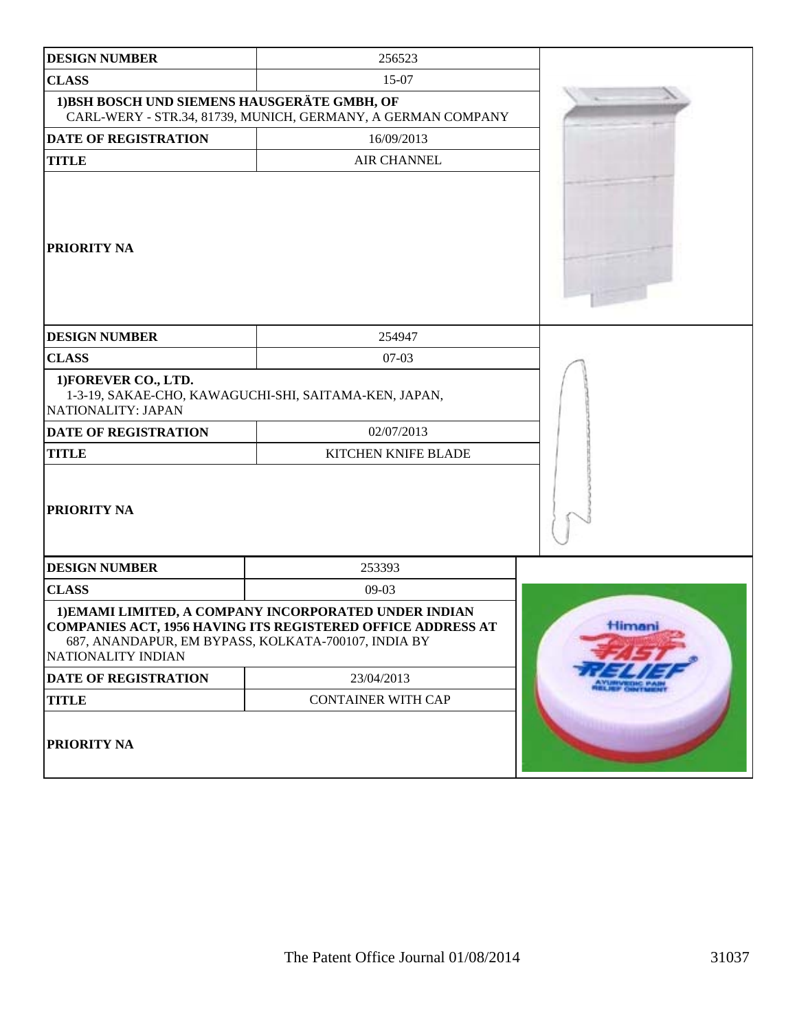| DESIGN NUMBER | 256523 |
| --- | --- |
| CLASS | 15-07 |
| 1)BSH BOSCH UND SIEMENS HAUSGERÄTE GMBH, OF CARL-WERY - STR.34, 81739, MUNICH, GERMANY, A GERMAN COMPANY | |
| DATE OF REGISTRATION | 16/09/2013 |
| TITLE | AIR CHANNEL |
| PRIORITY NA | |

| DESIGN NUMBER | 254947 |
| --- | --- |
| CLASS | 07-03 |
| 1)FOREVER CO., LTD. 1-3-19, SAKAE-CHO, KAWAGUCHI-SHI, SAITAMA-KEN, JAPAN, NATIONALITY: JAPAN | |
| DATE OF REGISTRATION | 02/07/2013 |
| TITLE | KITCHEN KNIFE BLADE |
| PRIORITY NA | |

| DESIGN NUMBER | 253393 |
| --- | --- |
| CLASS | 09-03 |
| 1)EMAMI LIMITED, A COMPANY INCORPORATED UNDER INDIAN COMPANIES ACT, 1956 HAVING ITS REGISTERED OFFICE ADDRESS AT 687, ANANDAPUR, EM BYPASS, KOLKATA-700107, INDIA BY NATIONALITY INDIAN | |
| DATE OF REGISTRATION | 23/04/2013 |
| TITLE | CONTAINER WITH CAP |
| PRIORITY NA | |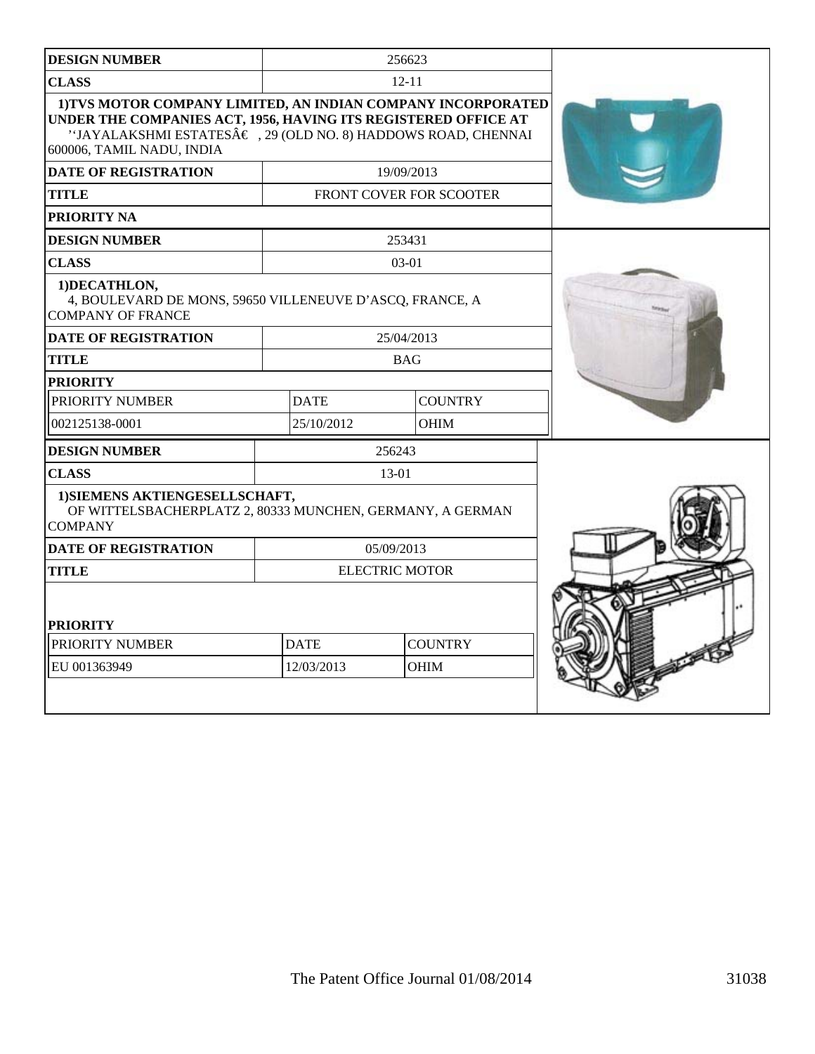| DESIGN NUMBER | 256623 | |
|---|---|---|
| CLASS | 12-11 | |
| 1)TVS MOTOR COMPANY LIMITED, AN INDIAN COMPANY INCORPORATED UNDER THE COMPANIES ACT, 1956, HAVING ITS REGISTERED OFFICE AT ''JAYALAKSHMI ESTATESâ€ , 29 (OLD NO. 8) HADDOWS ROAD, CHENNAI 600006, TAMIL NADU, INDIA | | |
| DATE OF REGISTRATION | 19/09/2013 | |
| TITLE | FRONT COVER FOR SCOOTER | |
| PRIORITY NA | | |

| DESIGN NUMBER | 253431 | |
|---|---|---|
| CLASS | 03-01 | |
| 1)DECATHLON, 4, BOULEVARD DE MONS, 59650 VILLENEUVE D'ASCQ, FRANCE, A COMPANY OF FRANCE | | |
| DATE OF REGISTRATION | 25/04/2013 | |
| TITLE | BAG | |
| PRIORITY | | |
| PRIORITY NUMBER | DATE | COUNTRY |
| 002125138-0001 | 25/10/2012 | OHIM |

| DESIGN NUMBER | 256243 | |
|---|---|---|
| CLASS | 13-01 | |
| 1)SIEMENS AKTIENGESELLSCHAFT, OF WITTELSBACHERPLATZ 2, 80333 MUNCHEN, GERMANY, A GERMAN COMPANY | | |
| DATE OF REGISTRATION | 05/09/2013 | |
| TITLE | ELECTRIC MOTOR | |
| PRIORITY | | |
| PRIORITY NUMBER | DATE | COUNTRY |
| EU 001363949 | 12/03/2013 | OHIM |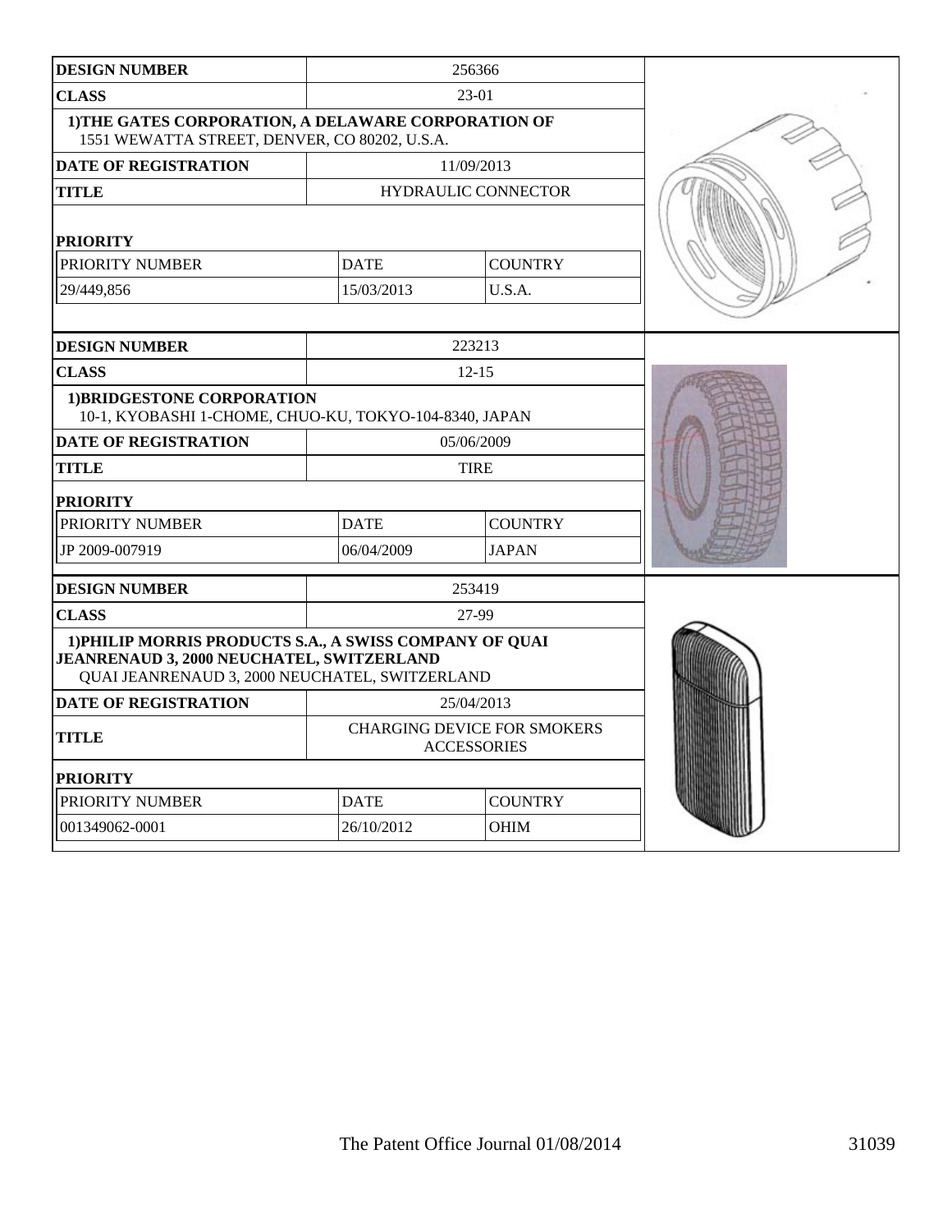| DESIGN NUMBER | 256366 | |
|---|---|---|
| CLASS | 23-01 | |
| **1)THE GATES CORPORATION, A DELAWARE CORPORATION OF** 1551 WEWATTA STREET, DENVER, CO 80202, U.S.A. | | |
| DATE OF REGISTRATION | 11/09/2013 | |
| TITLE | HYDRAULIC CONNECTOR | |
| **PRIORITY** | | |
| PRIORITY NUMBER | DATE | COUNTRY |
| 29/449,856 | 15/03/2013 | U.S.A. |

| DESIGN NUMBER | 223213 | |
|---|---|---|
| CLASS | 12-15 | |
| **1)BRIDGESTONE CORPORATION** 10-1, KYOBASHI 1-CHOME, CHUO-KU, TOKYO-104-8340, JAPAN | | |
| DATE OF REGISTRATION | 05/06/2009 | |
| TITLE | TIRE | |
| **PRIORITY** | | |
| PRIORITY NUMBER | DATE | COUNTRY |
| JP 2009-007919 | 06/04/2009 | JAPAN |

| DESIGN NUMBER | 253419 | |
|---|---|---|
| CLASS | 27-99 | |
| **1)PHILIP MORRIS PRODUCTS S.A., A SWISS COMPANY OF QUAI JEANRENAUD 3, 2000 NEUCHATEL, SWITZERLAND** QUAI JEANRENAUD 3, 2000 NEUCHATEL, SWITZERLAND | | |
| DATE OF REGISTRATION | 25/04/2013 | |
| TITLE | CHARGING DEVICE FOR SMOKERS ACCESSORIES | |
| **PRIORITY** | | |
| PRIORITY NUMBER | DATE | COUNTRY |
| 001349062-0001 | 26/10/2012 | OHIM |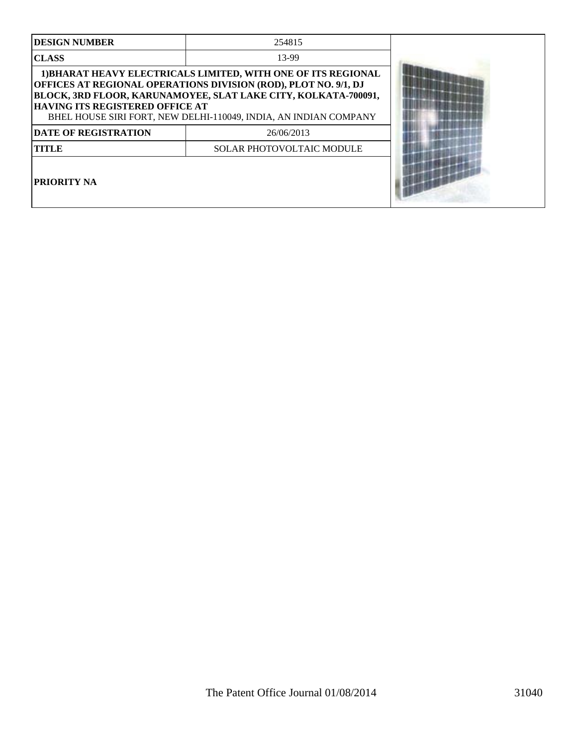| | |
|---|---|
| **DESIGN NUMBER** | 254815 |
| **CLASS** | 13-99 |
| **1)BHARAT HEAVY ELECTRICALS LIMITED, WITH ONE OF ITS REGIONAL OFFICES AT REGIONAL OPERATIONS DIVISION (ROD), PLOT NO. 9/1, DJ BLOCK, 3RD FLOOR, KARUNAMOYEE, SLAT LAKE CITY, KOLKATA-700091, HAVING ITS REGISTERED OFFICE AT** BHEL HOUSE SIRI FORT, NEW DELHI-110049, INDIA, AN INDIAN COMPANY | |
| **DATE OF REGISTRATION** | 26/06/2013 |
| **TITLE** | SOLAR PHOTOVOLTAIC MODULE |
| **PRIORITY NA** | |